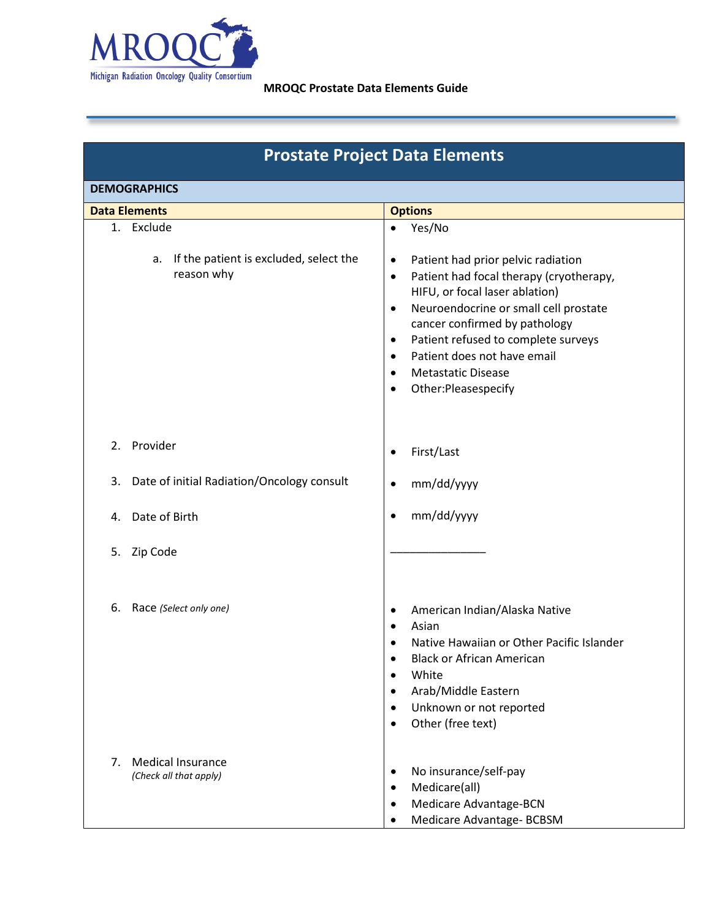MROQC Michigan Radiation Oncology Quality Consortium

**MROQC Prostate Data Elements Guide**

# Prostate Project Data Elements

| DEMOGRAPHICS | |
|---|---|
| **Data Elements** | **Options** |
| 1. Exclude | • Yes/No |
| a. If the patient is excluded, select the reason why | • Patient had prior pelvic radiation<br>• Patient had focal therapy (cryotherapy, HIFU, or focal laser ablation)<br>• Neuroendocrine or small cell prostate cancer confirmed by pathology<br>• Patient refused to complete surveys<br>• Patient does not have email<br>• Metastatic Disease<br>• Other:Pleasespecify |
| 2. Provider | • First/Last |
| 3. Date of initial Radiation/Oncology consult | • mm/dd/yyyy |
| 4. Date of Birth | • mm/dd/yyyy |
| 5. Zip Code | _______________ |
| 6. Race *(Select only one)* | • American Indian/Alaska Native<br>• Asian<br>• Native Hawaiian or Other Pacific Islander<br>• Black or African American<br>• White<br>• Arab/Middle Eastern<br>• Unknown or not reported<br>• Other (free text) |
| 7. Medical Insurance *(Check all that apply)* | • No insurance/self-pay<br>• Medicare(all)<br>• Medicare Advantage-BCN<br>• Medicare Advantage- BCBSM |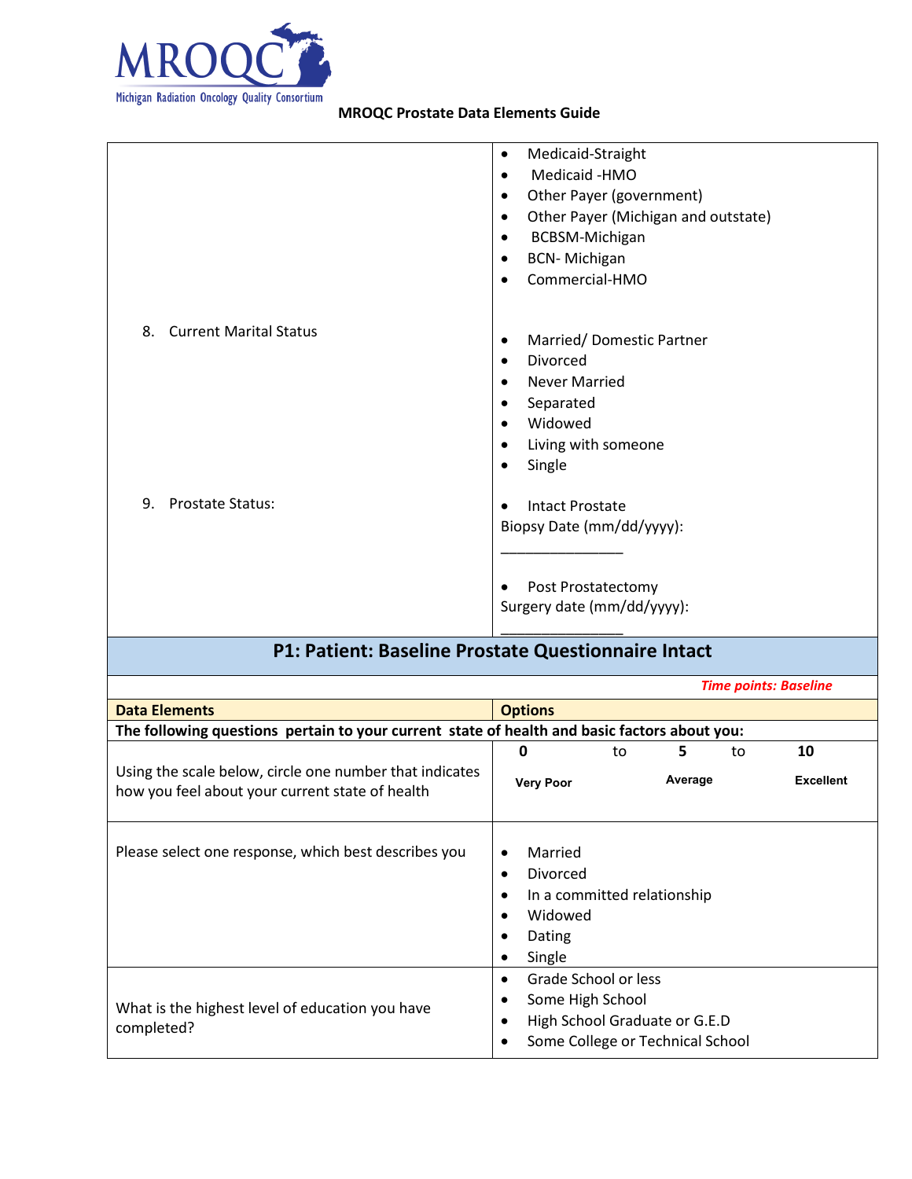| | |
|---|---|
| | • Medicaid-Straight<br>• Medicaid -HMO<br>• Other Payer (government)<br>• Other Payer (Michigan and outstate)<br>• BCBSM-Michigan<br>• BCN- Michigan<br>• Commercial-HMO |
| 8. Current Marital Status | • Married/ Domestic Partner<br>• Divorced<br>• Never Married<br>• Separated<br>• Widowed<br>• Living with someone<br>• Single |
| 9. Prostate Status: | • Intact Prostate<br>Biopsy Date (mm/dd/yyyy): ________________<br><br>• Post Prostatectomy<br>Surgery date (mm/dd/yyyy): ________________ |

## P1: Patient: Baseline Prostate Questionnaire Intact

*Time points: Baseline*

| Data Elements | Options |
|---|---|
| **The following questions pertain to your current state of health and basic factors about you:** | |
| Using the scale below, circle one number that indicates how you feel about your current state of health | **0** to **5** to **10**<br>**Very Poor** **Average** **Excellent** |
| Please select one response, which best describes you | • Married<br>• Divorced<br>• In a committed relationship<br>• Widowed<br>• Dating<br>• Single |
| What is the highest level of education you have completed? | • Grade School or less<br>• Some High School<br>• High School Graduate or G.E.D<br>• Some College or Technical School |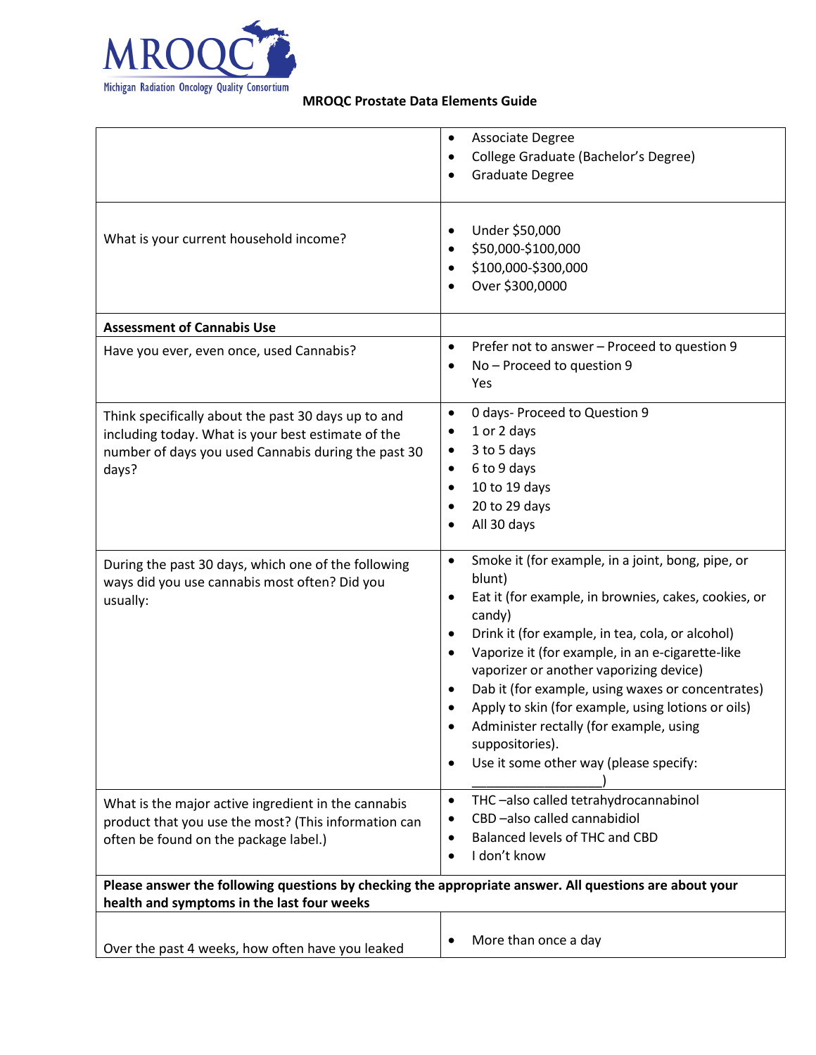**MROQC Prostate Data Elements Guide**

| | |
|---|---|
| | • Associate Degree<br>• College Graduate (Bachelor's Degree)<br>• Graduate Degree |
| What is your current household income? | • Under $50,000<br>• $50,000-$100,000<br>• $100,000-$300,000<br>• Over $300,0000 |
| **Assessment of Cannabis Use** | |
| Have you ever, even once, used Cannabis? | • Prefer not to answer – Proceed to question 9<br>• No – Proceed to question 9<br>Yes |
| Think specifically about the past 30 days up to and including today. What is your best estimate of the number of days you used Cannabis during the past 30 days? | • 0 days- Proceed to Question 9<br>• 1 or 2 days<br>• 3 to 5 days<br>• 6 to 9 days<br>• 10 to 19 days<br>• 20 to 29 days<br>• All 30 days |
| During the past 30 days, which one of the following ways did you use cannabis most often? Did you usually: | • Smoke it (for example, in a joint, bong, pipe, or blunt)<br>• Eat it (for example, in brownies, cakes, cookies, or candy)<br>• Drink it (for example, in tea, cola, or alcohol)<br>• Vaporize it (for example, in an e-cigarette-like vaporizer or another vaporizing device)<br>• Dab it (for example, using waxes or concentrates)<br>• Apply to skin (for example, using lotions or oils)<br>• Administer rectally (for example, using suppositories).<br>• Use it some other way (please specify: _________________) |
| What is the major active ingredient in the cannabis product that you use the most? (This information can often be found on the package label.) | • THC –also called tetrahydrocannabinol<br>• CBD –also called cannabidiol<br>• Balanced levels of THC and CBD<br>• I don't know |
| **Please answer the following questions by checking the appropriate answer. All questions are about your health and symptoms in the last four weeks** | |
| Over the past 4 weeks, how often have you leaked | • More than once a day |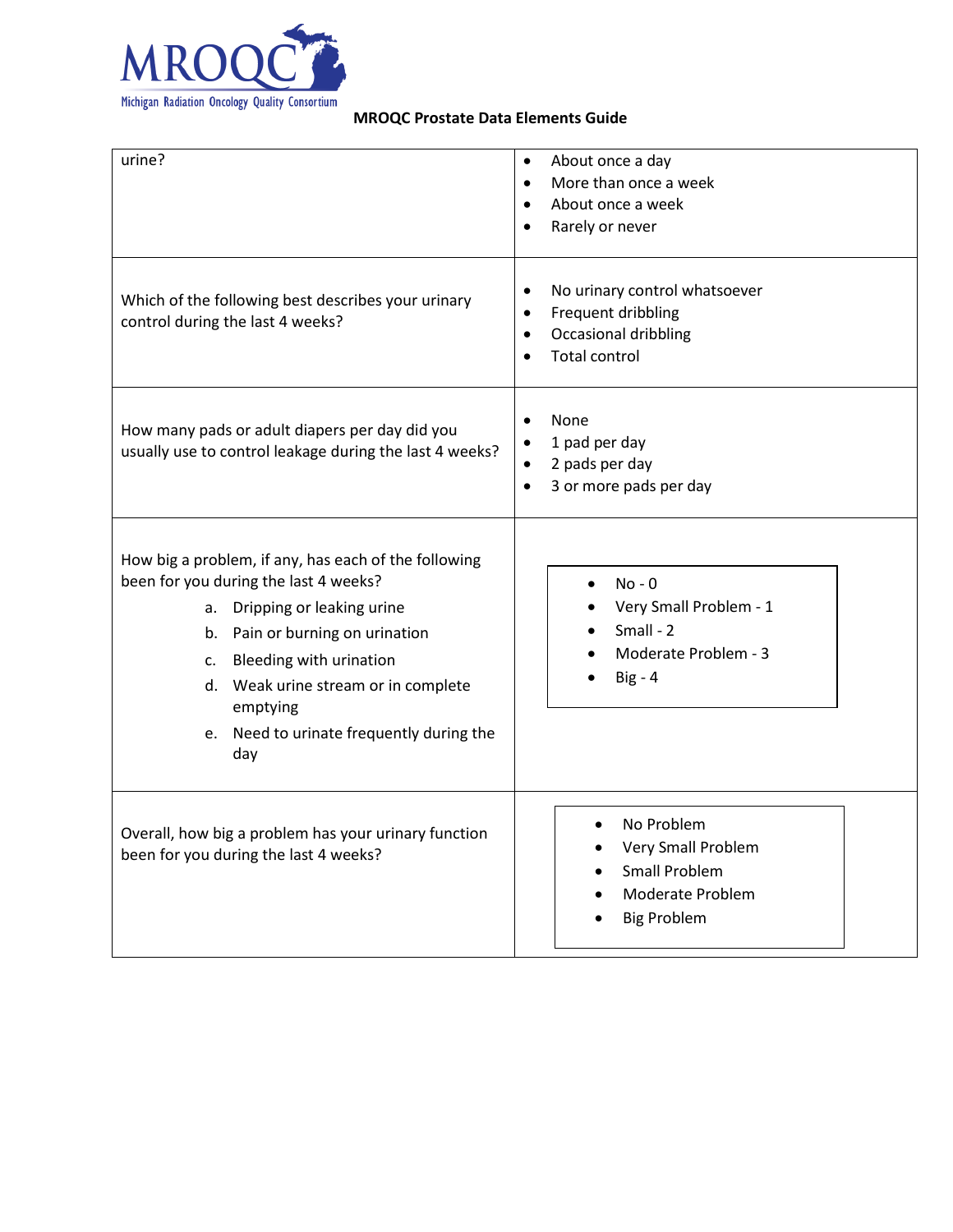| | |
|---|---|
| urine? | • About once a day<br>• More than once a week<br>• About once a week<br>• Rarely or never |
| Which of the following best describes your urinary control during the last 4 weeks? | • No urinary control whatsoever<br>• Frequent dribbling<br>• Occasional dribbling<br>• Total control |
| How many pads or adult diapers per day did you usually use to control leakage during the last 4 weeks? | • None<br>• 1 pad per day<br>• 2 pads per day<br>• 3 or more pads per day |
| How big a problem, if any, has each of the following been for you during the last 4 weeks?<br>a. Dripping or leaking urine<br>b. Pain or burning on urination<br>c. Bleeding with urination<br>d. Weak urine stream or in complete emptying<br>e. Need to urinate frequently during the day | • No - 0<br>• Very Small Problem - 1<br>• Small - 2<br>• Moderate Problem - 3<br>• Big - 4 |
| Overall, how big a problem has your urinary function been for you during the last 4 weeks? | • No Problem<br>• Very Small Problem<br>• Small Problem<br>• Moderate Problem<br>• Big Problem |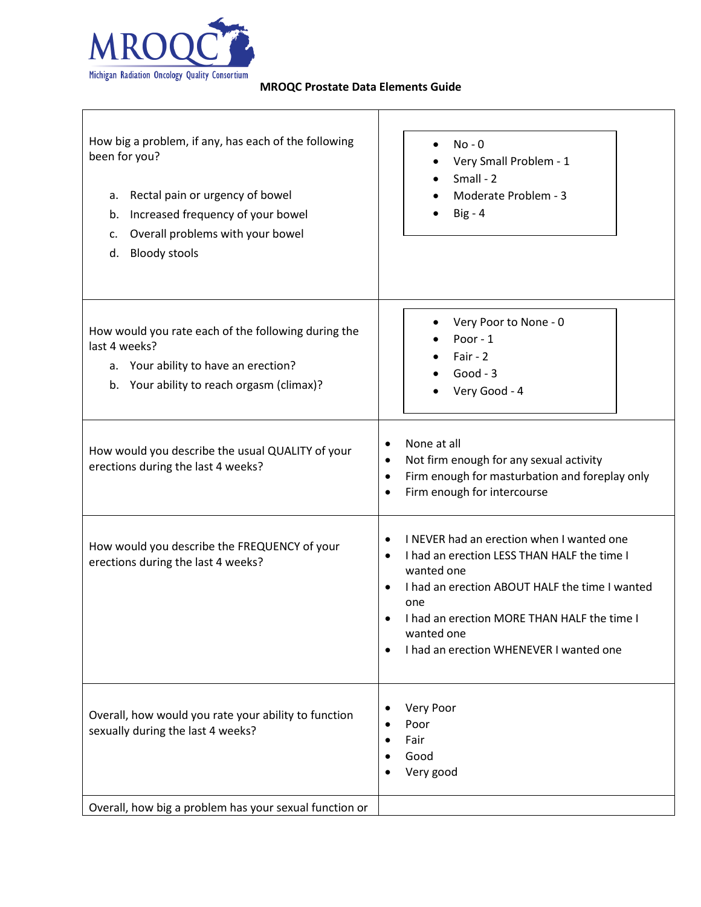**MROQC Prostate Data Elements Guide**

| | |
|---|---|
| How big a problem, if any, has each of the following been for you?<br><br>a. Rectal pain or urgency of bowel<br>b. Increased frequency of your bowel<br>c. Overall problems with your bowel<br>d. Bloody stools | • No - 0<br>• Very Small Problem - 1<br>• Small - 2<br>• Moderate Problem - 3<br>• Big - 4 |
| How would you rate each of the following during the last 4 weeks?<br>a. Your ability to have an erection?<br>b. Your ability to reach orgasm (climax)? | • Very Poor to None - 0<br>• Poor - 1<br>• Fair - 2<br>• Good - 3<br>• Very Good - 4 |
| How would you describe the usual QUALITY of your erections during the last 4 weeks? | • None at all<br>• Not firm enough for any sexual activity<br>• Firm enough for masturbation and foreplay only<br>• Firm enough for intercourse |
| How would you describe the FREQUENCY of your erections during the last 4 weeks? | • I NEVER had an erection when I wanted one<br>• I had an erection LESS THAN HALF the time I wanted one<br>• I had an erection ABOUT HALF the time I wanted one<br>• I had an erection MORE THAN HALF the time I wanted one<br>• I had an erection WHENEVER I wanted one |
| Overall, how would you rate your ability to function sexually during the last 4 weeks? | • Very Poor<br>• Poor<br>• Fair<br>• Good<br>• Very good |
| Overall, how big a problem has your sexual function or | |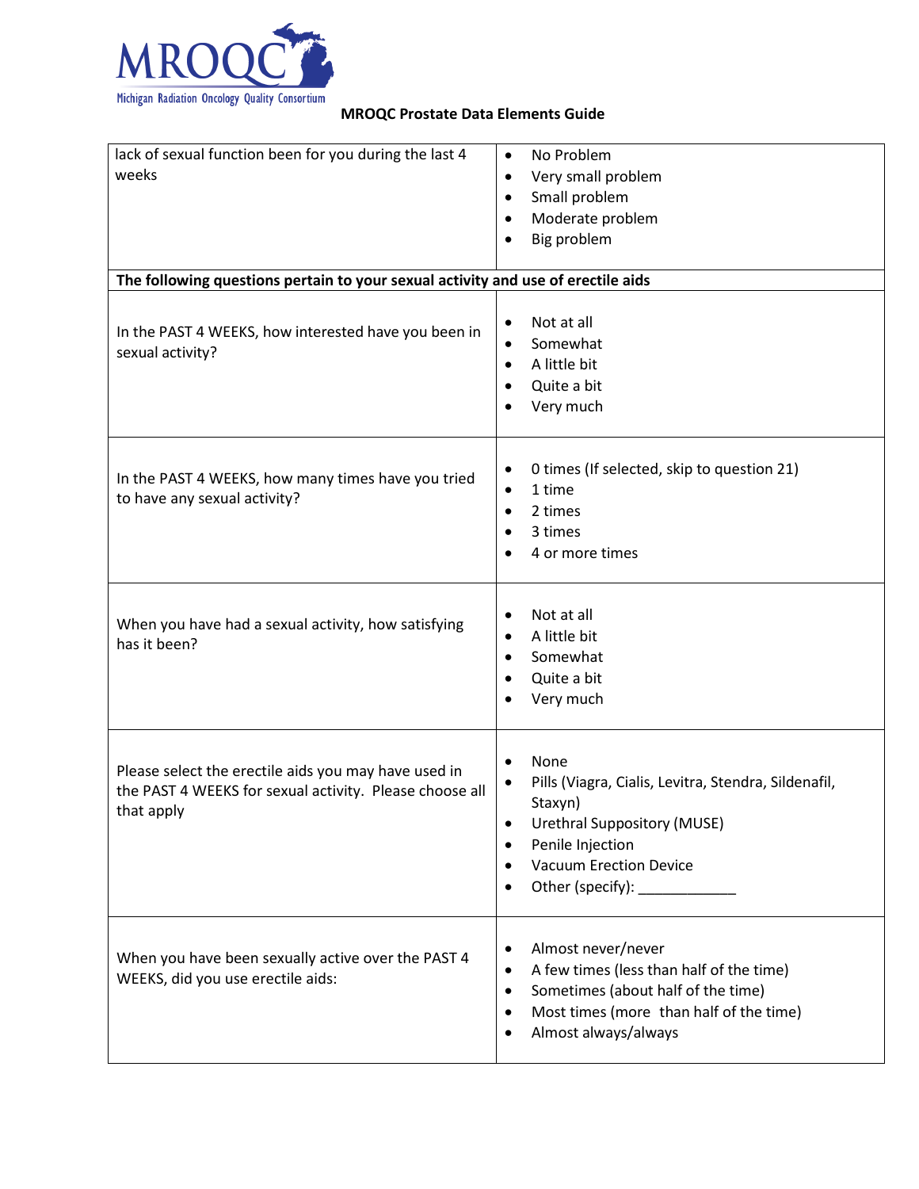| | |
|---|---|
| lack of sexual function been for you during the last 4 weeks | • No Problem<br>• Very small problem<br>• Small problem<br>• Moderate problem<br>• Big problem |
| **The following questions pertain to your sexual activity and use of erectile aids** | |
| In the PAST 4 WEEKS, how interested have you been in sexual activity? | • Not at all<br>• Somewhat<br>• A little bit<br>• Quite a bit<br>• Very much |
| In the PAST 4 WEEKS, how many times have you tried to have any sexual activity? | • 0 times (If selected, skip to question 21)<br>• 1 time<br>• 2 times<br>• 3 times<br>• 4 or more times |
| When you have had a sexual activity, how satisfying has it been? | • Not at all<br>• A little bit<br>• Somewhat<br>• Quite a bit<br>• Very much |
| Please select the erectile aids you may have used in the PAST 4 WEEKS for sexual activity. Please choose all that apply | • None<br>• Pills (Viagra, Cialis, Levitra, Stendra, Sildenafil, Staxyn)<br>• Urethral Suppository (MUSE)<br>• Penile Injection<br>• Vacuum Erection Device<br>• Other (specify): ____________ |
| When you have been sexually active over the PAST 4 WEEKS, did you use erectile aids: | • Almost never/never<br>• A few times (less than half of the time)<br>• Sometimes (about half of the time)<br>• Most times (more than half of the time)<br>• Almost always/always |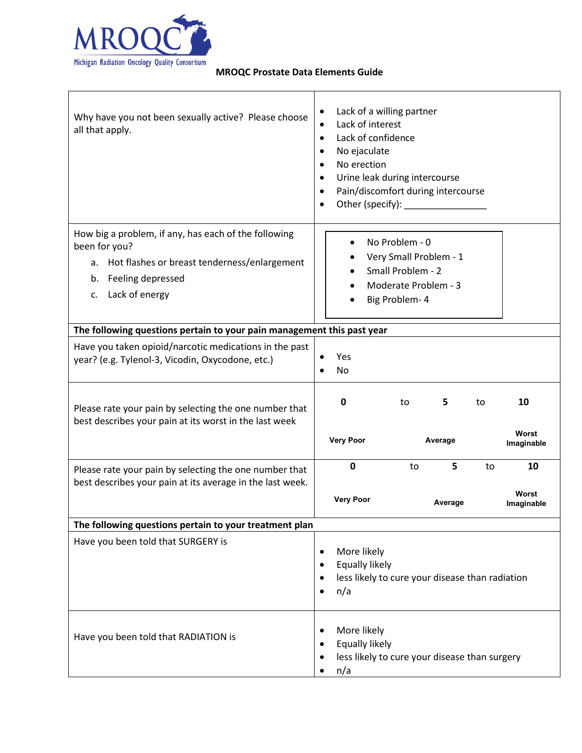MRQOC
Michigan Radiation Oncology Quality Consortium

## MRQOC Prostate Data Elements Guide

| Question | Response |
|---|---|
| Why have you not been sexually active? Please choose all that apply. | • Lack of a willing partner<br>• Lack of interest<br>• Lack of confidence<br>• No ejaculate<br>• No erection<br>• Urine leak during intercourse<br>• Pain/discomfort during intercourse<br>• Other (specify): ________________ |
| How big a problem, if any, has each of the following been for you?<br>a. Hot flashes or breast tenderness/enlargement<br>b. Feeling depressed<br>c. Lack of energy | • No Problem - 0<br>• Very Small Problem - 1<br>• Small Problem - 2<br>• Moderate Problem - 3<br>• Big Problem- 4 |
| **The following questions pertain to your pain management this past year** | |
| Have you taken opioid/narcotic medications in the past year? (e.g. Tylenol-3, Vicodin, Oxycodone, etc.) | • Yes<br>• No |
| Please rate your pain by selecting the one number that best describes your pain at its worst in the last week | **0** to **5** to **10**<br>**Very Poor** **Average** **Worst Imaginable** |
| Please rate your pain by selecting the one number that best describes your pain at its average in the last week. | **0** to **5** to **10**<br>**Very Poor** **Average** **Worst Imaginable** |
| **The following questions pertain to your treatment plan** | |
| Have you been told that SURGERY is | • More likely<br>• Equally likely<br>• less likely to cure your disease than radiation<br>• n/a |
| Have you been told that RADIATION is | • More likely<br>• Equally likely<br>• less likely to cure your disease than surgery<br>• n/a |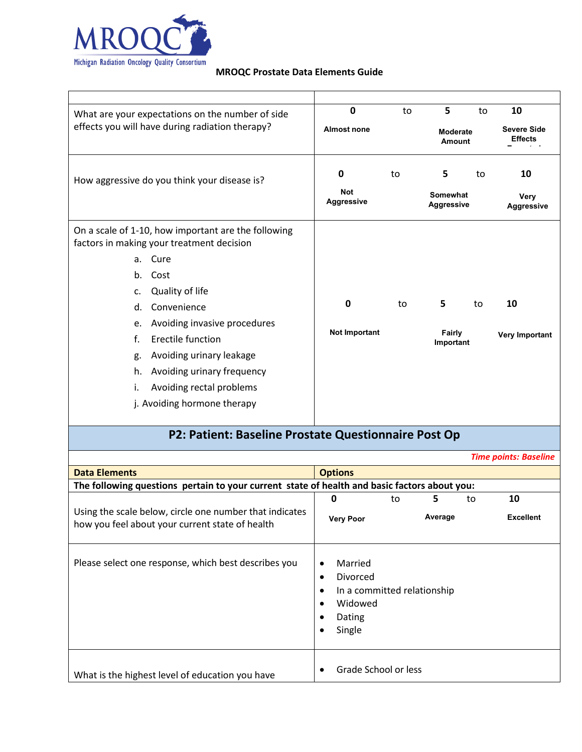MROQC

Michigan Radiation Oncology Quality Consortium

**MROQC Prostate Data Elements Guide**

| | |
|---|---|
| What are your expectations on the number of side effects you will have during radiation therapy? | **0** to **5** to **10**<br>**Almost none** / **Moderate Amount** / **Severe Side Effects** |
| How aggressive do you think your disease is? | **0** to **5** to **10**<br>**Not Aggressive** / **Somewhat Aggressive** / **Very Aggressive** |
| On a scale of 1-10, how important are the following factors in making your treatment decision<br>a. Cure<br>b. Cost<br>c. Quality of life<br>d. Convenience<br>e. Avoiding invasive procedures<br>f. Erectile function<br>g. Avoiding urinary leakage<br>h. Avoiding urinary frequency<br>i. Avoiding rectal problems<br>j. Avoiding hormone therapy | **0** to **5** to **10**<br>**Not Important** / **Fairly Important** / **Very Important** |

## P2: Patient: Baseline Prostate Questionnaire Post Op

*Time points: Baseline*

| **Data Elements** | **Options** |
|---|---|
| **The following questions pertain to your current state of health and basic factors about you:** | |
| Using the scale below, circle one number that indicates how you feel about your current state of health | **0** to **5** to **10**<br>**Very Poor** / **Average** / **Excellent** |
| Please select one response, which best describes you | • Married<br>• Divorced<br>• In a committed relationship<br>• Widowed<br>• Dating<br>• Single |
| What is the highest level of education you have | • Grade School or less |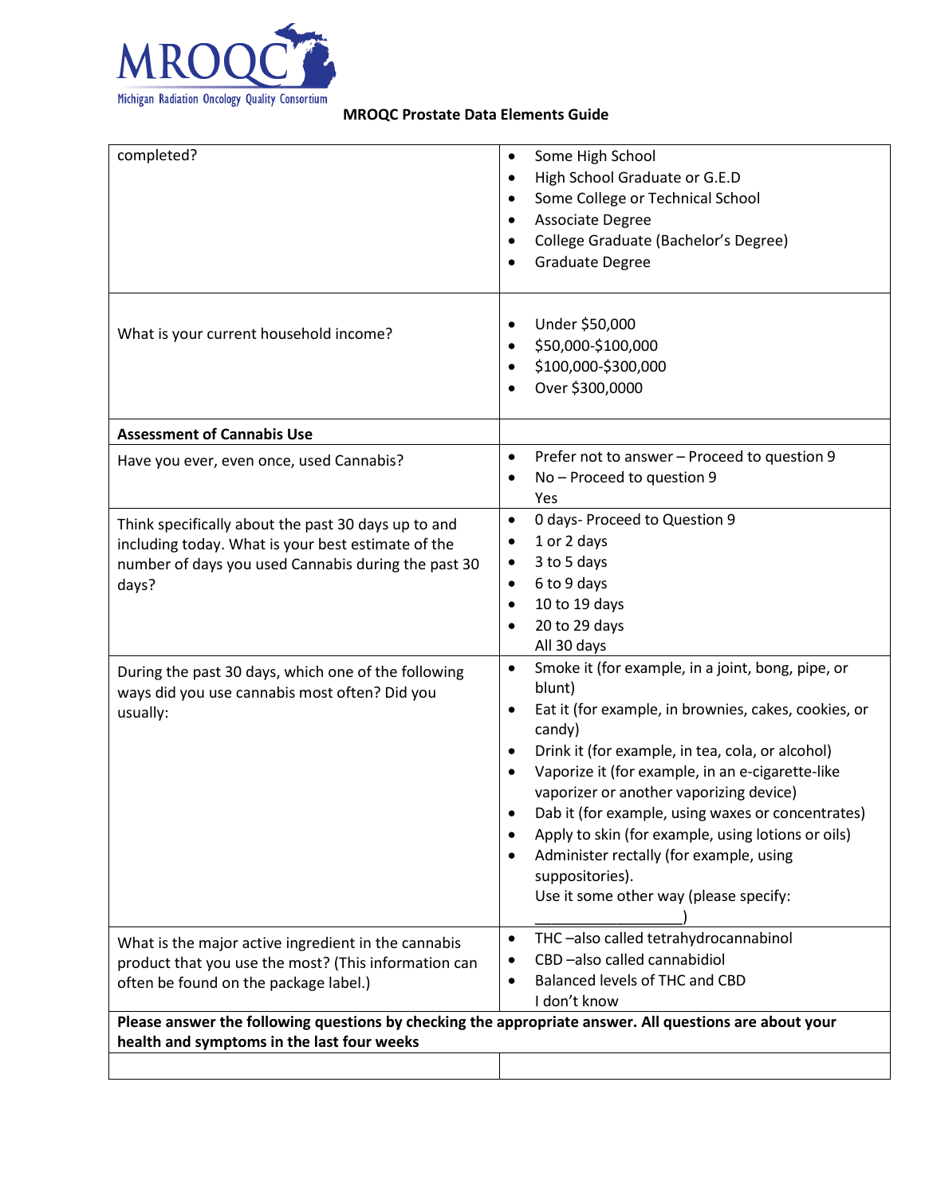**MROQC Prostate Data Elements Guide**

| | |
|---|---|
| completed? | • Some High School<br>• High School Graduate or G.E.D<br>• Some College or Technical School<br>• Associate Degree<br>• College Graduate (Bachelor's Degree)<br>• Graduate Degree |
| What is your current household income? | • Under $50,000<br>• $50,000-$100,000<br>• $100,000-$300,000<br>• Over $300,0000 |
| **Assessment of Cannabis Use** | |
| Have you ever, even once, used Cannabis? | • Prefer not to answer – Proceed to question 9<br>• No – Proceed to question 9<br>Yes |
| Think specifically about the past 30 days up to and including today. What is your best estimate of the number of days you used Cannabis during the past 30 days? | • 0 days- Proceed to Question 9<br>• 1 or 2 days<br>• 3 to 5 days<br>• 6 to 9 days<br>• 10 to 19 days<br>• 20 to 29 days<br>All 30 days |
| During the past 30 days, which one of the following ways did you use cannabis most often? Did you usually: | • Smoke it (for example, in a joint, bong, pipe, or blunt)<br>• Eat it (for example, in brownies, cakes, cookies, or candy)<br>• Drink it (for example, in tea, cola, or alcohol)<br>• Vaporize it (for example, in an e-cigarette-like vaporizer or another vaporizing device)<br>• Dab it (for example, using waxes or concentrates)<br>• Apply to skin (for example, using lotions or oils)<br>• Administer rectally (for example, using suppositories).<br>Use it some other way (please specify: _________________) |
| What is the major active ingredient in the cannabis product that you use the most? (This information can often be found on the package label.) | • THC –also called tetrahydrocannabinol<br>• CBD –also called cannabidiol<br>• Balanced levels of THC and CBD<br>I don't know |
| **Please answer the following questions by checking the appropriate answer. All questions are about your health and symptoms in the last four weeks** | |
| | |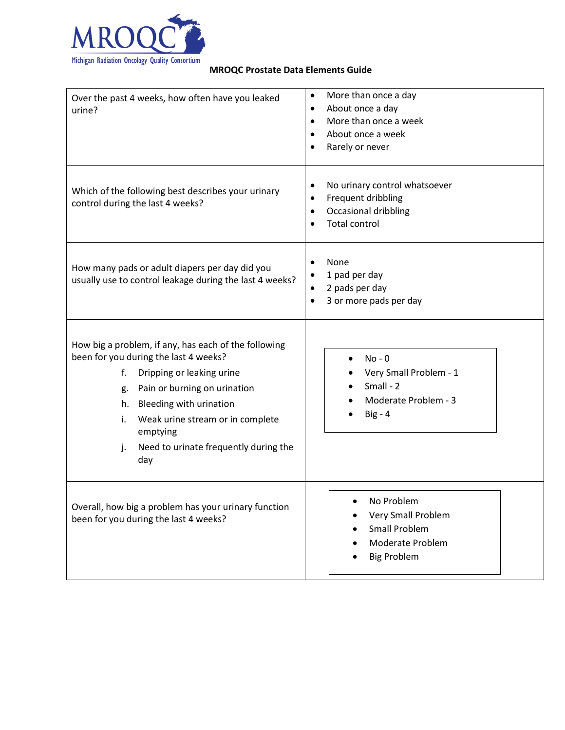**MROQC Prostate Data Elements Guide**

| Question | Response Options |
| --- | --- |
| Over the past 4 weeks, how often have you leaked urine? | • More than once a day<br>• About once a day<br>• More than once a week<br>• About once a week<br>• Rarely or never |
| Which of the following best describes your urinary control during the last 4 weeks? | • No urinary control whatsoever<br>• Frequent dribbling<br>• Occasional dribbling<br>• Total control |
| How many pads or adult diapers per day did you usually use to control leakage during the last 4 weeks? | • None<br>• 1 pad per day<br>• 2 pads per day<br>• 3 or more pads per day |
| How big a problem, if any, has each of the following been for you during the last 4 weeks?<br>f. Dripping or leaking urine<br>g. Pain or burning on urination<br>h. Bleeding with urination<br>i. Weak urine stream or in complete emptying<br>j. Need to urinate frequently during the day | • No - 0<br>• Very Small Problem - 1<br>• Small - 2<br>• Moderate Problem - 3<br>• Big - 4 |
| Overall, how big a problem has your urinary function been for you during the last 4 weeks? | • No Problem<br>• Very Small Problem<br>• Small Problem<br>• Moderate Problem<br>• Big Problem |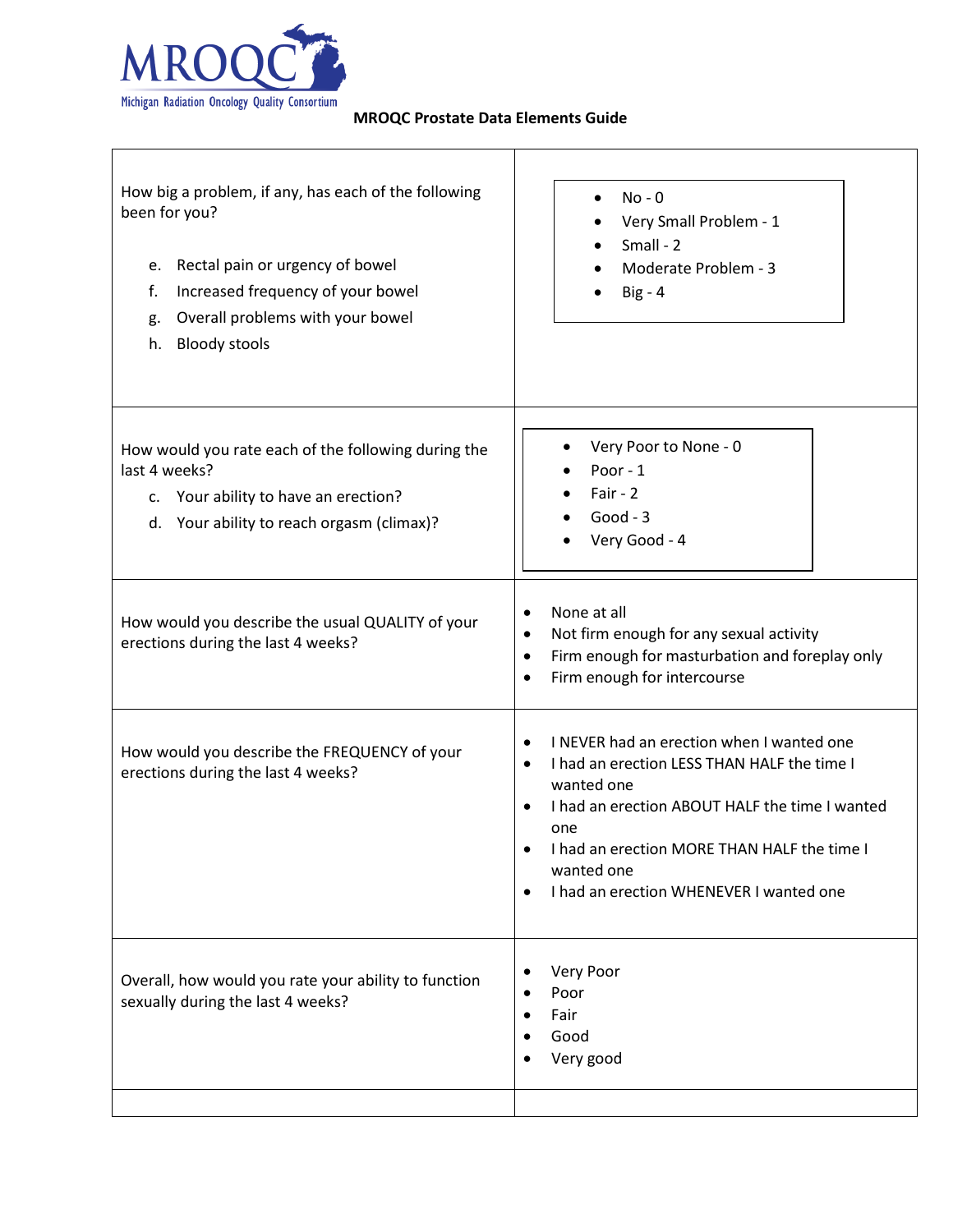**MRQOC Prostate Data Elements Guide**

| | |
|---|---|
| How big a problem, if any, has each of the following been for you?<br><br>e. Rectal pain or urgency of bowel<br>f. Increased frequency of your bowel<br>g. Overall problems with your bowel<br>h. Bloody stools | • No - 0<br>• Very Small Problem - 1<br>• Small - 2<br>• Moderate Problem - 3<br>• Big - 4 |
| How would you rate each of the following during the last 4 weeks?<br>c. Your ability to have an erection?<br>d. Your ability to reach orgasm (climax)? | • Very Poor to None - 0<br>• Poor - 1<br>• Fair - 2<br>• Good - 3<br>• Very Good - 4 |
| How would you describe the usual QUALITY of your erections during the last 4 weeks? | • None at all<br>• Not firm enough for any sexual activity<br>• Firm enough for masturbation and foreplay only<br>• Firm enough for intercourse |
| How would you describe the FREQUENCY of your erections during the last 4 weeks? | • I NEVER had an erection when I wanted one<br>• I had an erection LESS THAN HALF the time I wanted one<br>• I had an erection ABOUT HALF the time I wanted one<br>• I had an erection MORE THAN HALF the time I wanted one<br>• I had an erection WHENEVER I wanted one |
| Overall, how would you rate your ability to function sexually during the last 4 weeks? | • Very Poor<br>• Poor<br>• Fair<br>• Good<br>• Very good |
| | |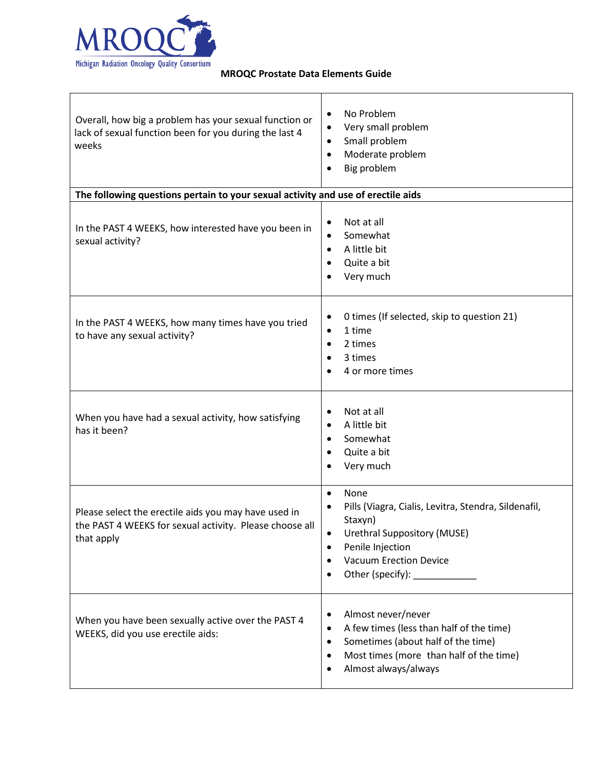**MROQC Prostate Data Elements Guide**

| | |
|---|---|
| Overall, how big a problem has your sexual function or lack of sexual function been for you during the last 4 weeks | • No Problem<br>• Very small problem<br>• Small problem<br>• Moderate problem<br>• Big problem |
| **The following questions pertain to your sexual activity and use of erectile aids** | |
| In the PAST 4 WEEKS, how interested have you been in sexual activity? | • Not at all<br>• Somewhat<br>• A little bit<br>• Quite a bit<br>• Very much |
| In the PAST 4 WEEKS, how many times have you tried to have any sexual activity? | • 0 times (If selected, skip to question 21)<br>• 1 time<br>• 2 times<br>• 3 times<br>• 4 or more times |
| When you have had a sexual activity, how satisfying has it been? | • Not at all<br>• A little bit<br>• Somewhat<br>• Quite a bit<br>• Very much |
| Please select the erectile aids you may have used in the PAST 4 WEEKS for sexual activity. Please choose all that apply | • None<br>• Pills (Viagra, Cialis, Levitra, Stendra, Sildenafil, Staxyn)<br>• Urethral Suppository (MUSE)<br>• Penile Injection<br>• Vacuum Erection Device<br>• Other (specify): ____________ |
| When you have been sexually active over the PAST 4 WEEKS, did you use erectile aids: | • Almost never/never<br>• A few times (less than half of the time)<br>• Sometimes (about half of the time)<br>• Most times (more than half of the time)<br>• Almost always/always |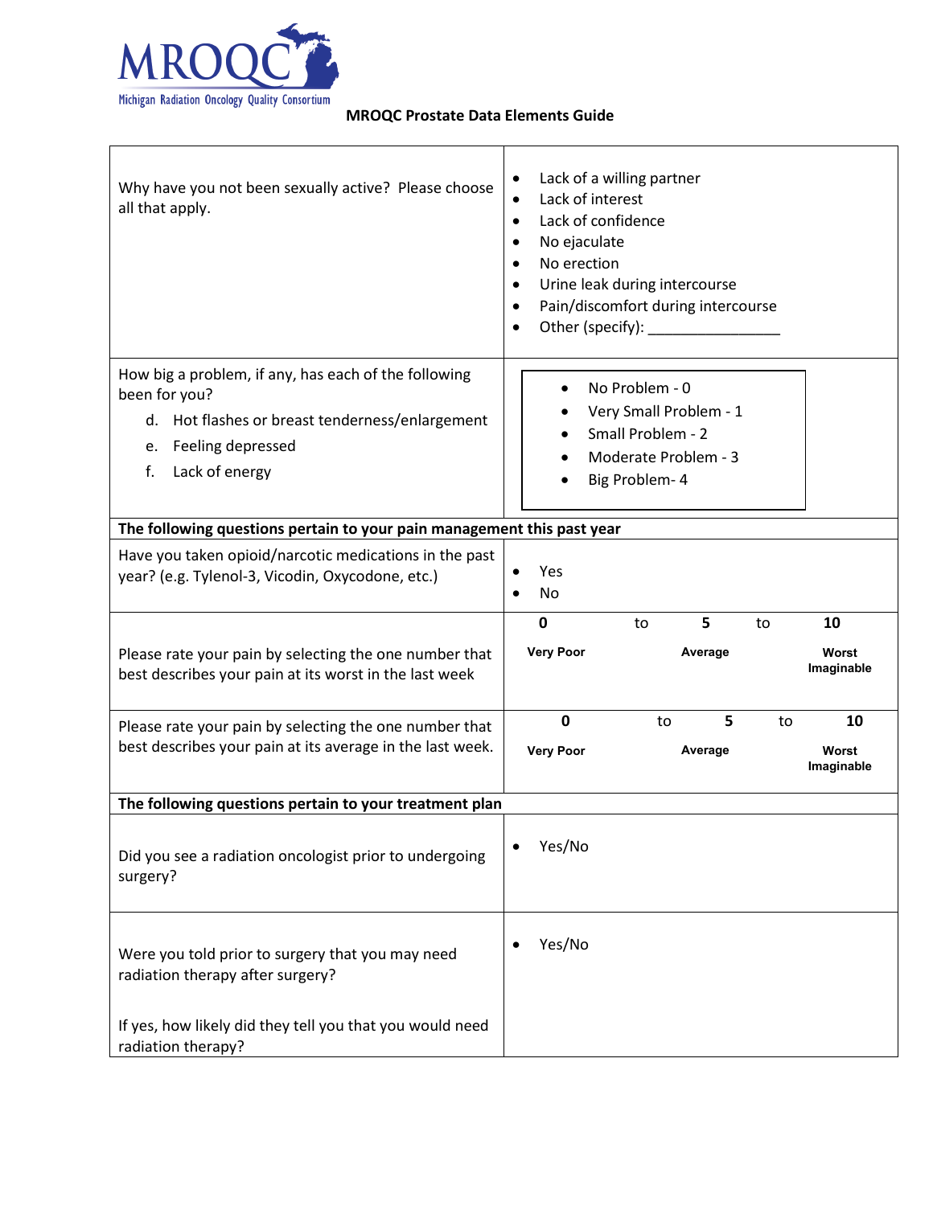**MROQC Prostate Data Elements Guide**

| | |
|---|---|
| Why have you not been sexually active? Please choose all that apply. | • Lack of a willing partner<br>• Lack of interest<br>• Lack of confidence<br>• No ejaculate<br>• No erection<br>• Urine leak during intercourse<br>• Pain/discomfort during intercourse<br>• Other (specify): _______________ |
| How big a problem, if any, has each of the following been for you?<br>d. Hot flashes or breast tenderness/enlargement<br>e. Feeling depressed<br>f. Lack of energy | • No Problem - 0<br>• Very Small Problem - 1<br>• Small Problem - 2<br>• Moderate Problem - 3<br>• Big Problem- 4 |
| **The following questions pertain to your pain management this past year** | |
| Have you taken opioid/narcotic medications in the past year? (e.g. Tylenol-3, Vicodin, Oxycodone, etc.) | • Yes<br>• No |
| Please rate your pain by selecting the one number that best describes your pain at its worst in the last week | **0** (**Very Poor**) to **5** (**Average**) to **10** (**Worst Imaginable**) |
| Please rate your pain by selecting the one number that best describes your pain at its average in the last week. | **0** (**Very Poor**) to **5** (**Average**) to **10** (**Worst Imaginable**) |
| **The following questions pertain to your treatment plan** | |
| Did you see a radiation oncologist prior to undergoing surgery? | • Yes/No |
| Were you told prior to surgery that you may need radiation therapy after surgery?<br><br>If yes, how likely did they tell you that you would need radiation therapy? | • Yes/No |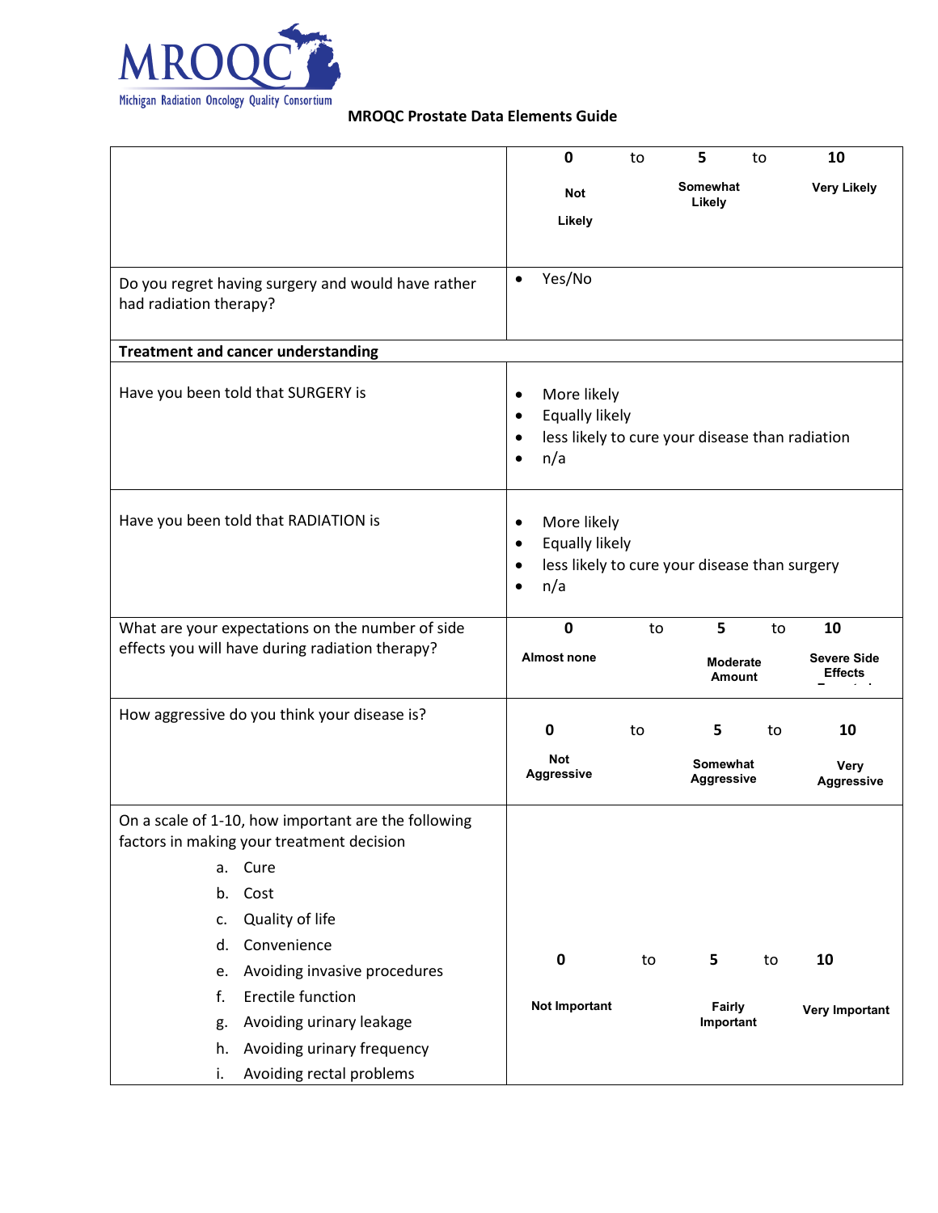MROQC
Michigan Radiation Oncology Quality Consortium

# MROQC Prostate Data Elements Guide

| | |
|---|---|
| | **0** to **5** to **10**<br>**Not Likely** **Somewhat Likely** **Very Likely** |
| Do you regret having surgery and would have rather had radiation therapy? | • Yes/No |
| **Treatment and cancer understanding** | |
| Have you been told that SURGERY is | • More likely<br>• Equally likely<br>• less likely to cure your disease than radiation<br>• n/a |
| Have you been told that RADIATION is | • More likely<br>• Equally likely<br>• less likely to cure your disease than surgery<br>• n/a |
| What are your expectations on the number of side effects you will have during radiation therapy? | **0** to **5** to **10**<br>**Almost none** **Moderate Amount** **Severe Side Effects** |
| How aggressive do you think your disease is? | **0** to **5** to **10**<br>**Not Aggressive** **Somewhat Aggressive** **Very Aggressive** |
| On a scale of 1-10, how important are the following factors in making your treatment decision<br>a. Cure<br>b. Cost<br>c. Quality of life<br>d. Convenience<br>e. Avoiding invasive procedures<br>f. Erectile function<br>g. Avoiding urinary leakage<br>h. Avoiding urinary frequency<br>i. Avoiding rectal problems | **0** to **5** to **10**<br>**Not Important** **Fairly Important** **Very Important** |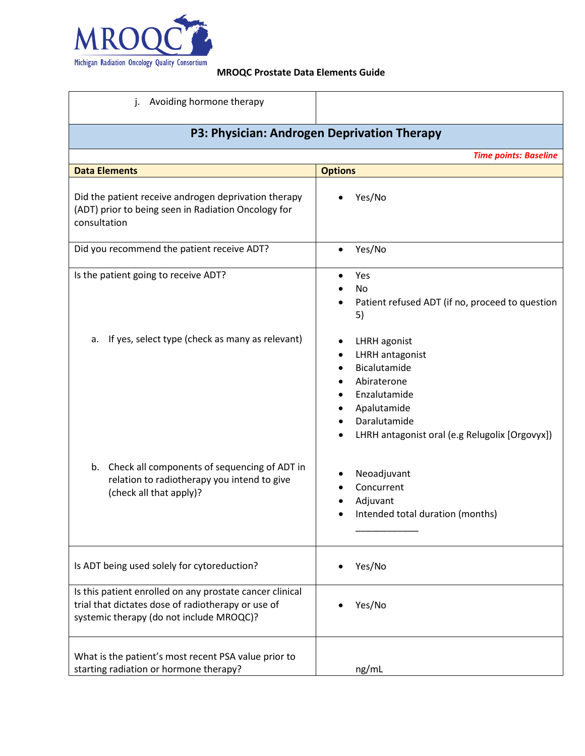| j. Avoiding hormone therapy | |
|---|---|

## P3: Physician: Androgen Deprivation Therapy

***Time points: Baseline***

| Data Elements | Options |
|---|---|
| Did the patient receive androgen deprivation therapy (ADT) prior to being seen in Radiation Oncology for consultation | • Yes/No |
| Did you recommend the patient receive ADT? | • Yes/No |
| Is the patient going to receive ADT? | • Yes<br>• No<br>• Patient refused ADT (if no, proceed to question 5) |
| a. If yes, select type (check as many as relevant) | • LHRH agonist<br>• LHRH antagonist<br>• Bicalutamide<br>• Abiraterone<br>• Enzalutamide<br>• Apalutamide<br>• Daralutamide<br>• LHRH antagonist oral (e.g Relugolix [Orgovyx]) |
| b. Check all components of sequencing of ADT in relation to radiotherapy you intend to give (check all that apply)? | • Neoadjuvant<br>• Concurrent<br>• Adjuvant<br>• Intended total duration (months) ____________ |
| Is ADT being used solely for cytoreduction? | • Yes/No |
| Is this patient enrolled on any prostate cancer clinical trial that dictates dose of radiotherapy or use of systemic therapy (do not include MROQC)? | • Yes/No |
| What is the patient's most recent PSA value prior to starting radiation or hormone therapy? | ng/mL |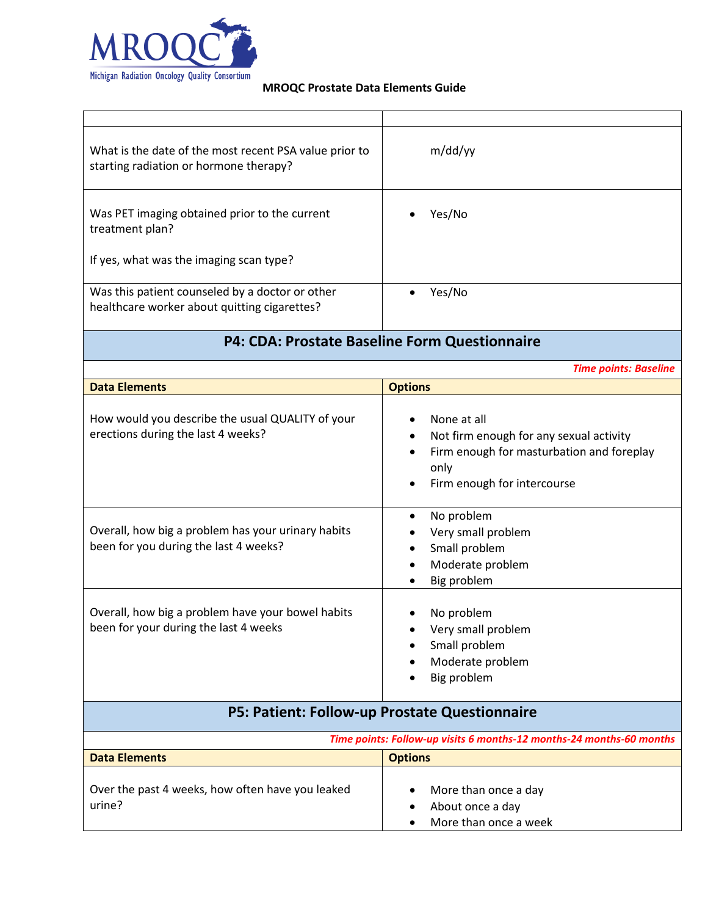# MROQC Prostate Data Elements Guide

| | |
|---|---|
| What is the date of the most recent PSA value prior to starting radiation or hormone therapy? | m/dd/yy |
| Was PET imaging obtained prior to the current treatment plan?<br><br>If yes, what was the imaging scan type? | • Yes/No |
| Was this patient counseled by a doctor or other healthcare worker about quitting cigarettes? | • Yes/No |

## P4: CDA: Prostate Baseline Form Questionnaire

*Time points: Baseline*

| Data Elements | Options |
|---|---|
| How would you describe the usual QUALITY of your erections during the last 4 weeks? | • None at all<br>• Not firm enough for any sexual activity<br>• Firm enough for masturbation and foreplay only<br>• Firm enough for intercourse |
| Overall, how big a problem has your urinary habits been for you during the last 4 weeks? | • No problem<br>• Very small problem<br>• Small problem<br>• Moderate problem<br>• Big problem |
| Overall, how big a problem have your bowel habits been for your during the last 4 weeks | • No problem<br>• Very small problem<br>• Small problem<br>• Moderate problem<br>• Big problem |

## P5: Patient: Follow-up Prostate Questionnaire

*Time points: Follow-up visits 6 months-12 months-24 months-60 months*

| Data Elements | Options |
|---|---|
| Over the past 4 weeks, how often have you leaked urine? | • More than once a day<br>• About once a day<br>• More than once a week |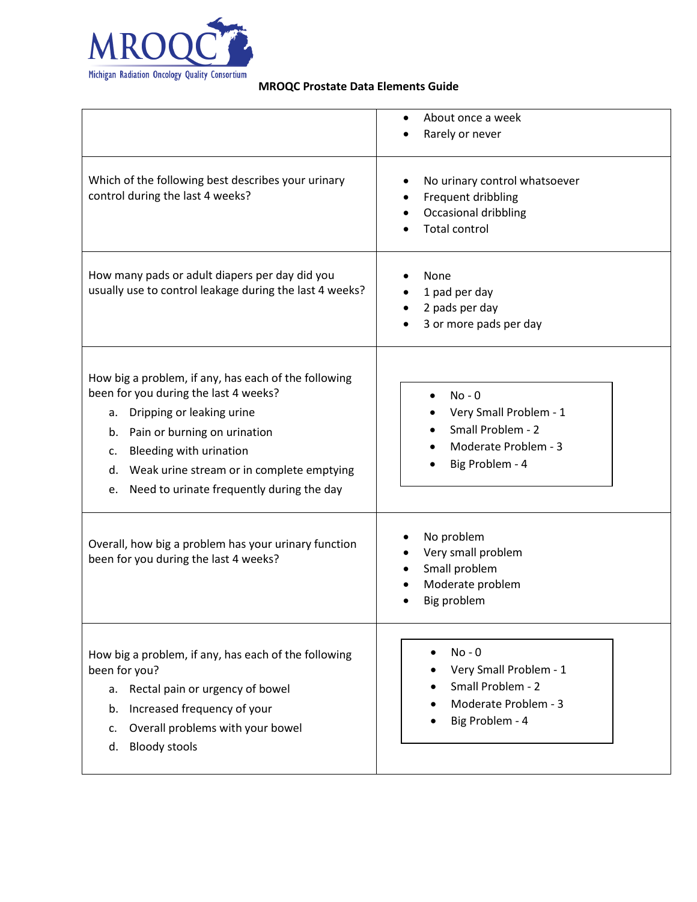**MROQC Prostate Data Elements Guide**

| | |
|---|---|
| | • About once a week<br>• Rarely or never |
| Which of the following best describes your urinary control during the last 4 weeks? | • No urinary control whatsoever<br>• Frequent dribbling<br>• Occasional dribbling<br>• Total control |
| How many pads or adult diapers per day did you usually use to control leakage during the last 4 weeks? | • None<br>• 1 pad per day<br>• 2 pads per day<br>• 3 or more pads per day |
| How big a problem, if any, has each of the following been for you during the last 4 weeks?<br>a. Dripping or leaking urine<br>b. Pain or burning on urination<br>c. Bleeding with urination<br>d. Weak urine stream or in complete emptying<br>e. Need to urinate frequently during the day | • No - 0<br>• Very Small Problem - 1<br>• Small Problem - 2<br>• Moderate Problem - 3<br>• Big Problem - 4 |
| Overall, how big a problem has your urinary function been for you during the last 4 weeks? | • No problem<br>• Very small problem<br>• Small problem<br>• Moderate problem<br>• Big problem |
| How big a problem, if any, has each of the following been for you?<br>a. Rectal pain or urgency of bowel<br>b. Increased frequency of your<br>c. Overall problems with your bowel<br>d. Bloody stools | • No - 0<br>• Very Small Problem - 1<br>• Small Problem - 2<br>• Moderate Problem - 3<br>• Big Problem - 4 |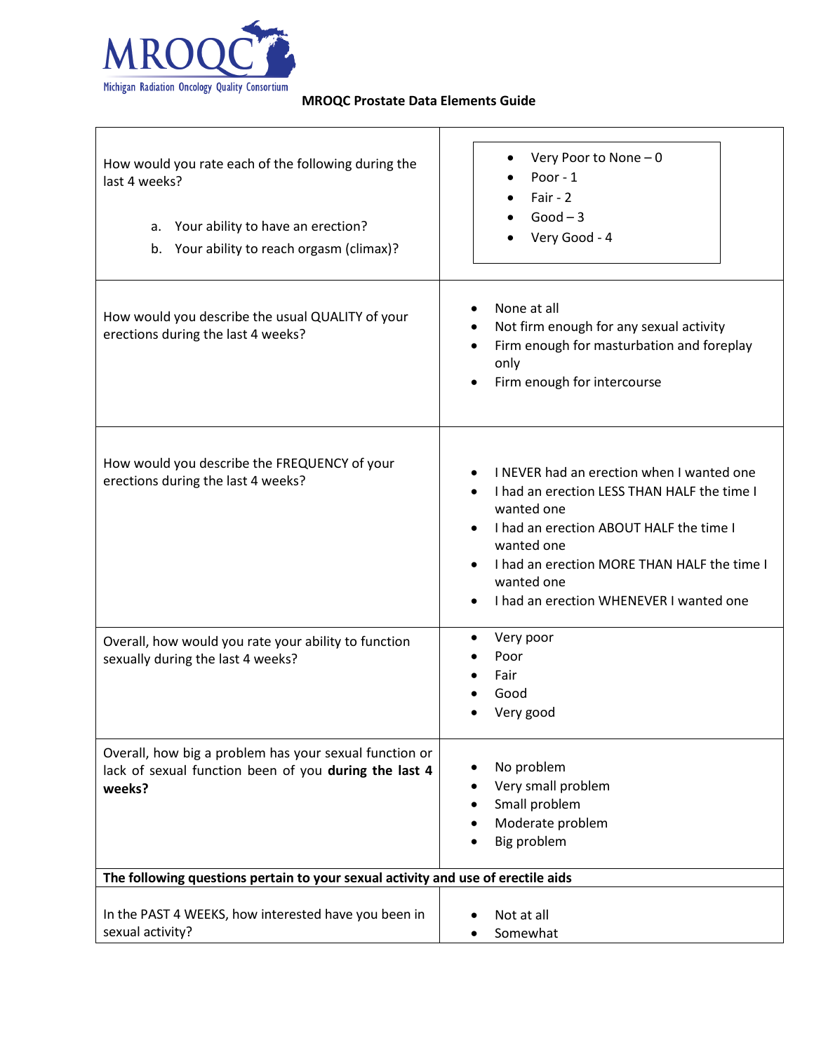**MROQC Prostate Data Elements Guide**

| | |
|---|---|
| How would you rate each of the following during the last 4 weeks?<br><br>a. Your ability to have an erection?<br>b. Your ability to reach orgasm (climax)? | • Very Poor to None – 0<br>• Poor - 1<br>• Fair - 2<br>• Good – 3<br>• Very Good - 4 |
| How would you describe the usual QUALITY of your erections during the last 4 weeks? | • None at all<br>• Not firm enough for any sexual activity<br>• Firm enough for masturbation and foreplay only<br>• Firm enough for intercourse |
| How would you describe the FREQUENCY of your erections during the last 4 weeks? | • I NEVER had an erection when I wanted one<br>• I had an erection LESS THAN HALF the time I wanted one<br>• I had an erection ABOUT HALF the time I wanted one<br>• I had an erection MORE THAN HALF the time I wanted one<br>• I had an erection WHENEVER I wanted one |
| Overall, how would you rate your ability to function sexually during the last 4 weeks? | • Very poor<br>• Poor<br>• Fair<br>• Good<br>• Very good |
| Overall, how big a problem has your sexual function or lack of sexual function been of you **during the last 4 weeks?** | • No problem<br>• Very small problem<br>• Small problem<br>• Moderate problem<br>• Big problem |
| **The following questions pertain to your sexual activity and use of erectile aids** | |
| In the PAST 4 WEEKS, how interested have you been in sexual activity? | • Not at all<br>• Somewhat |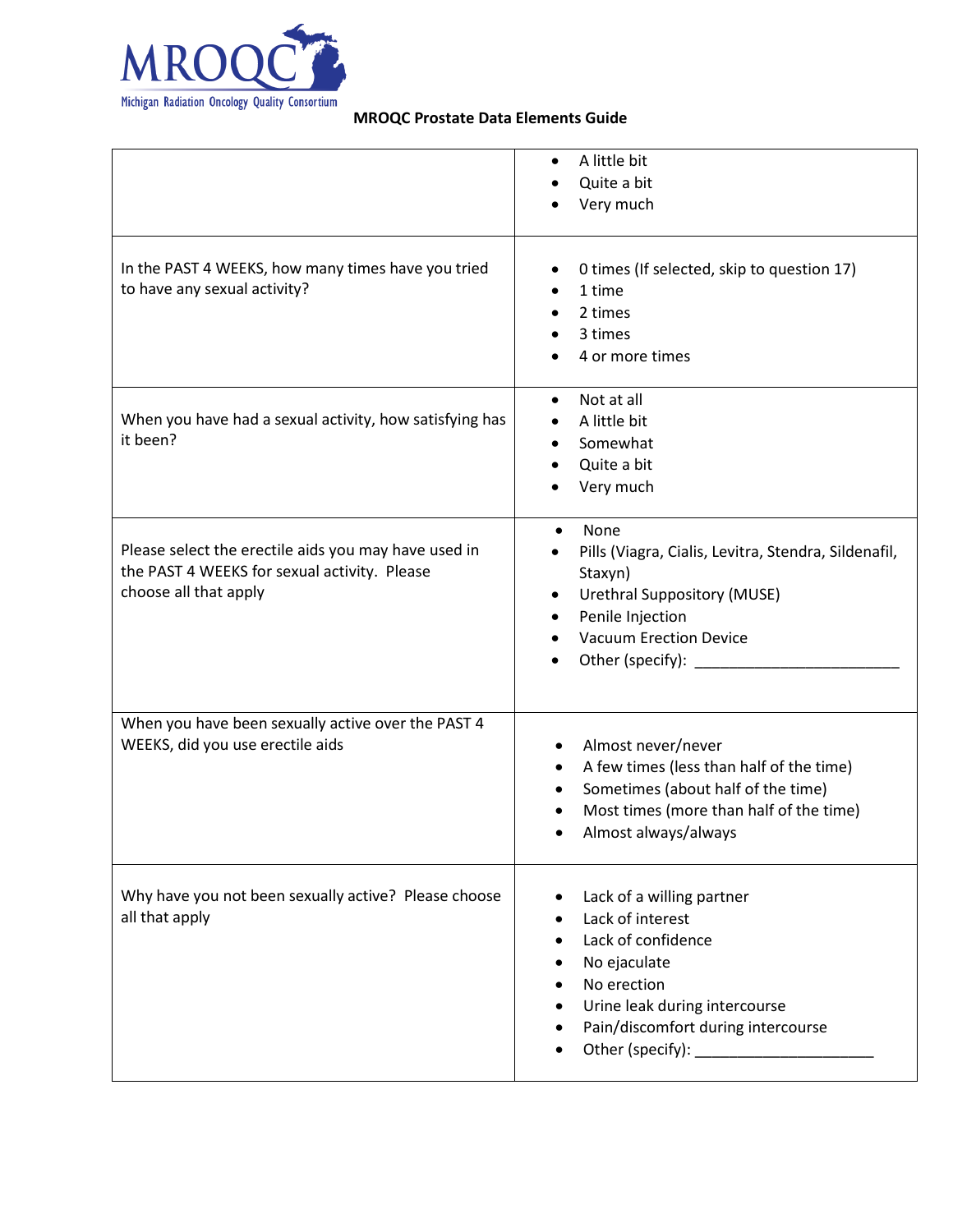MROQC Prostate Data Elements Guide

| | |
|---|---|
| | • A little bit<br>• Quite a bit<br>• Very much |
| In the PAST 4 WEEKS, how many times have you tried to have any sexual activity? | • 0 times (If selected, skip to question 17)<br>• 1 time<br>• 2 times<br>• 3 times<br>• 4 or more times |
| When you have had a sexual activity, how satisfying has it been? | • Not at all<br>• A little bit<br>• Somewhat<br>• Quite a bit<br>• Very much |
| Please select the erectile aids you may have used in the PAST 4 WEEKS for sexual activity. Please choose all that apply | • None<br>• Pills (Viagra, Cialis, Levitra, Stendra, Sildenafil, Staxyn)<br>• Urethral Suppository (MUSE)<br>• Penile Injection<br>• Vacuum Erection Device<br>• Other (specify): ________________________ |
| When you have been sexually active over the PAST 4 WEEKS, did you use erectile aids | • Almost never/never<br>• A few times (less than half of the time)<br>• Sometimes (about half of the time)<br>• Most times (more than half of the time)<br>• Almost always/always |
| Why have you not been sexually active? Please choose all that apply | • Lack of a willing partner<br>• Lack of interest<br>• Lack of confidence<br>• No ejaculate<br>• No erection<br>• Urine leak during intercourse<br>• Pain/discomfort during intercourse<br>• Other (specify): _____________________ |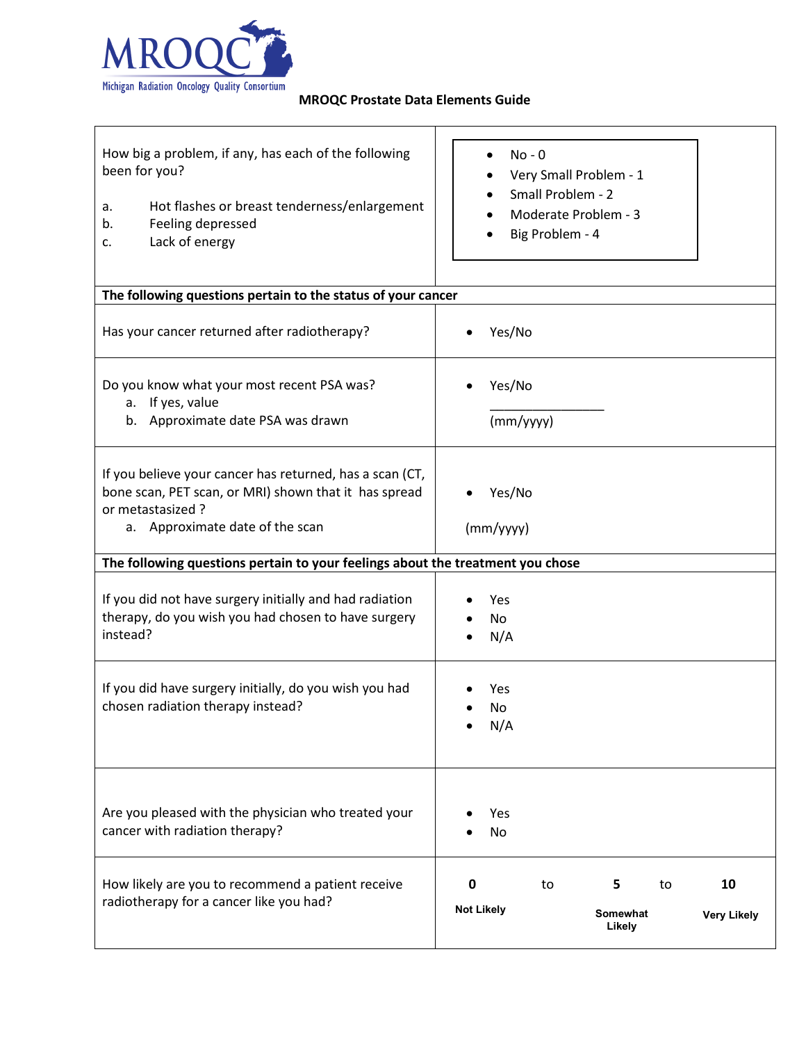MROQC
Michigan Radiation Oncology Quality Consortium

**MROQC Prostate Data Elements Guide**

| Question | Response |
| --- | --- |
| How big a problem, if any, has each of the following been for you?<br><br>a. Hot flashes or breast tenderness/enlargement<br>b. Feeling depressed<br>c. Lack of energy | • No - 0<br>• Very Small Problem - 1<br>• Small Problem - 2<br>• Moderate Problem - 3<br>• Big Problem - 4 |
| **The following questions pertain to the status of your cancer** | |
| Has your cancer returned after radiotherapy? | • Yes/No |
| Do you know what your most recent PSA was?<br>a. If yes, value<br>b. Approximate date PSA was drawn | • Yes/No<br>_______________<br>(mm/yyyy) |
| If you believe your cancer has returned, has a scan (CT, bone scan, PET scan, or MRI) shown that it has spread or metastasized ?<br>a. Approximate date of the scan | • Yes/No<br><br>(mm/yyyy) |
| **The following questions pertain to your feelings about the treatment you chose** | |
| If you did not have surgery initially and had radiation therapy, do you wish you had chosen to have surgery instead? | • Yes<br>• No<br>• N/A |
| If you did have surgery initially, do you wish you had chosen radiation therapy instead? | • Yes<br>• No<br>• N/A |
| Are you pleased with the physician who treated your cancer with radiation therapy? | • Yes<br>• No |
| How likely are you to recommend a patient receive radiotherapy for a cancer like you had? | **0** (**Not Likely**) to **5** (**Somewhat Likely**) to **10** (**Very Likely**) |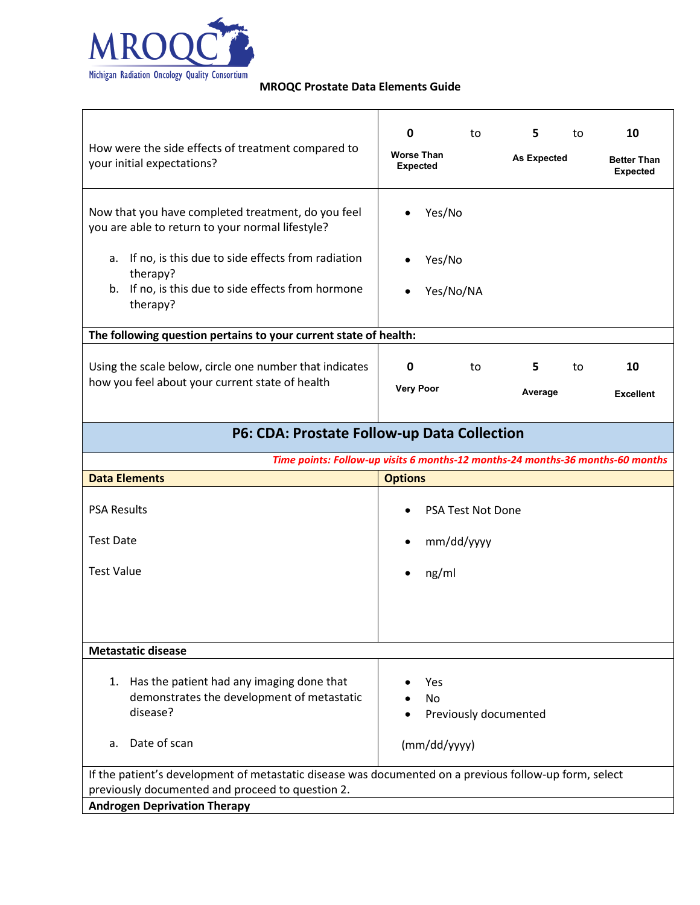MROQC

Michigan Radiation Oncology Quality Consortium

**MROQC Prostate Data Elements Guide**

| | |
|---|---|
| How were the side effects of treatment compared to your initial expectations? | **0** to **5** to **10**<br>**Worse Than Expected** — **As Expected** — **Better Than Expected** |
| Now that you have completed treatment, do you feel you are able to return to your normal lifestyle?<br>a. If no, is this due to side effects from radiation therapy?<br>b. If no, is this due to side effects from hormone therapy? | • Yes/No<br>• Yes/No<br>• Yes/No/NA |
| **The following question pertains to your current state of health:** | |
| Using the scale below, circle one number that indicates how you feel about your current state of health | **0** to **5** to **10**<br>**Very Poor** — **Average** — **Excellent** |

## P6: CDA: Prostate Follow-up Data Collection

***Time points: Follow-up visits 6 months-12 months-24 months-36 months-60 months***

| **Data Elements** | **Options** |
|---|---|
| PSA Results<br>Test Date<br>Test Value | • PSA Test Not Done<br>• mm/dd/yyyy<br>• ng/ml |
| **Metastatic disease** | |
| 1. Has the patient had any imaging done that demonstrates the development of metastatic disease?<br>a. Date of scan | • Yes<br>• No<br>• Previously documented<br>(mm/dd/yyyy) |
| If the patient's development of metastatic disease was documented on a previous follow-up form, select previously documented and proceed to question 2. | |
| **Androgen Deprivation Therapy** | |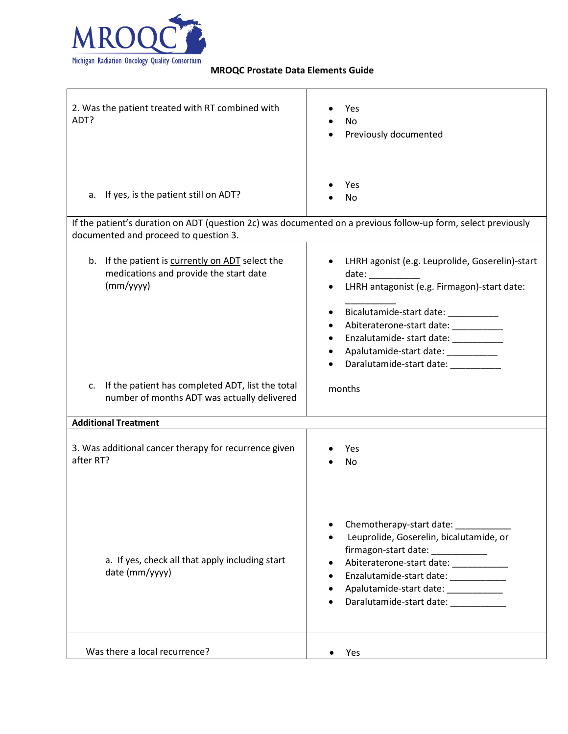**MROQC Prostate Data Elements Guide**

| | |
|---|---|
| 2. Was the patient treated with RT combined with ADT?<br><br>a. If yes, is the patient still on ADT? | • Yes<br>• No<br>• Previously documented<br><br>• Yes<br>• No |
| If the patient's duration on ADT (question 2c) was documented on a previous follow-up form, select previously documented and proceed to question 3. | |
| b. If the patient is currently on ADT select the medications and provide the start date (mm/yyyy)<br><br>c. If the patient has completed ADT, list the total number of months ADT was actually delivered | • LHRH agonist (e.g. Leuprolide, Goserelin)-start date: __________<br>• LHRH antagonist (e.g. Firmagon)-start date: __________<br>• Bicalutamide-start date: __________<br>• Abiteraterone-start date: __________<br>• Enzalutamide- start date: __________<br>• Apalutamide-start date: __________<br>• Daralutamide-start date: __________<br><br>months |
| **Additional Treatment** | |
| 3. Was additional cancer therapy for recurrence given after RT?<br><br>a. If yes, check all that apply including start date (mm/yyyy) | • Yes<br>• No<br><br>• Chemotherapy-start date: ___________<br>• Leuprolide, Goserelin, bicalutamide, or firmagon-start date: ___________<br>• Abiteraterone-start date: ___________<br>• Enzalutamide-start date: ___________<br>• Apalutamide-start date: ___________<br>• Daralutamide-start date: ___________ |
| Was there a local recurrence? | • Yes |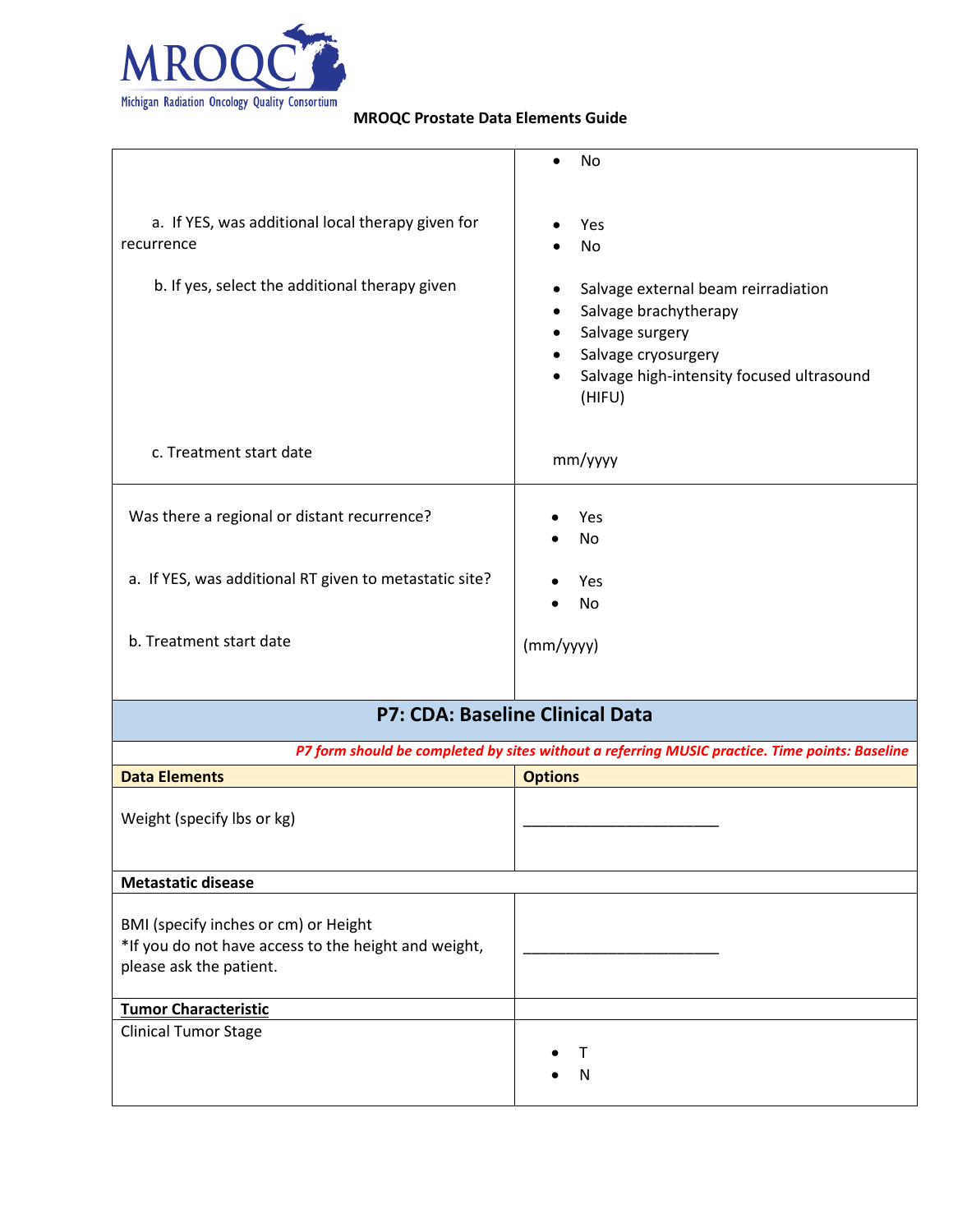| | |
|---|---|
| | • No |
| a. If YES, was additional local therapy given for recurrence | • Yes<br>• No |
| b. If yes, select the additional therapy given | • Salvage external beam reirradiation<br>• Salvage brachytherapy<br>• Salvage surgery<br>• Salvage cryosurgery<br>• Salvage high-intensity focused ultrasound (HIFU) |
| c. Treatment start date | mm/yyyy |
| Was there a regional or distant recurrence? | • Yes<br>• No |
| a. If YES, was additional RT given to metastatic site? | • Yes<br>• No |
| b. Treatment start date | (mm/yyyy) |

## P7: CDA: Baseline Clinical Data

***P7 form should be completed by sites without a referring MUSIC practice. Time points: Baseline***

| Data Elements | Options |
|---|---|
| Weight (specify lbs or kg) | ________________________ |
| **Metastatic disease** | |
| BMI (specify inches or cm) or Height<br>*If you do not have access to the height and weight, please ask the patient. | ________________________ |
| **Tumor Characteristic** | |
| Clinical Tumor Stage | • T<br>• N |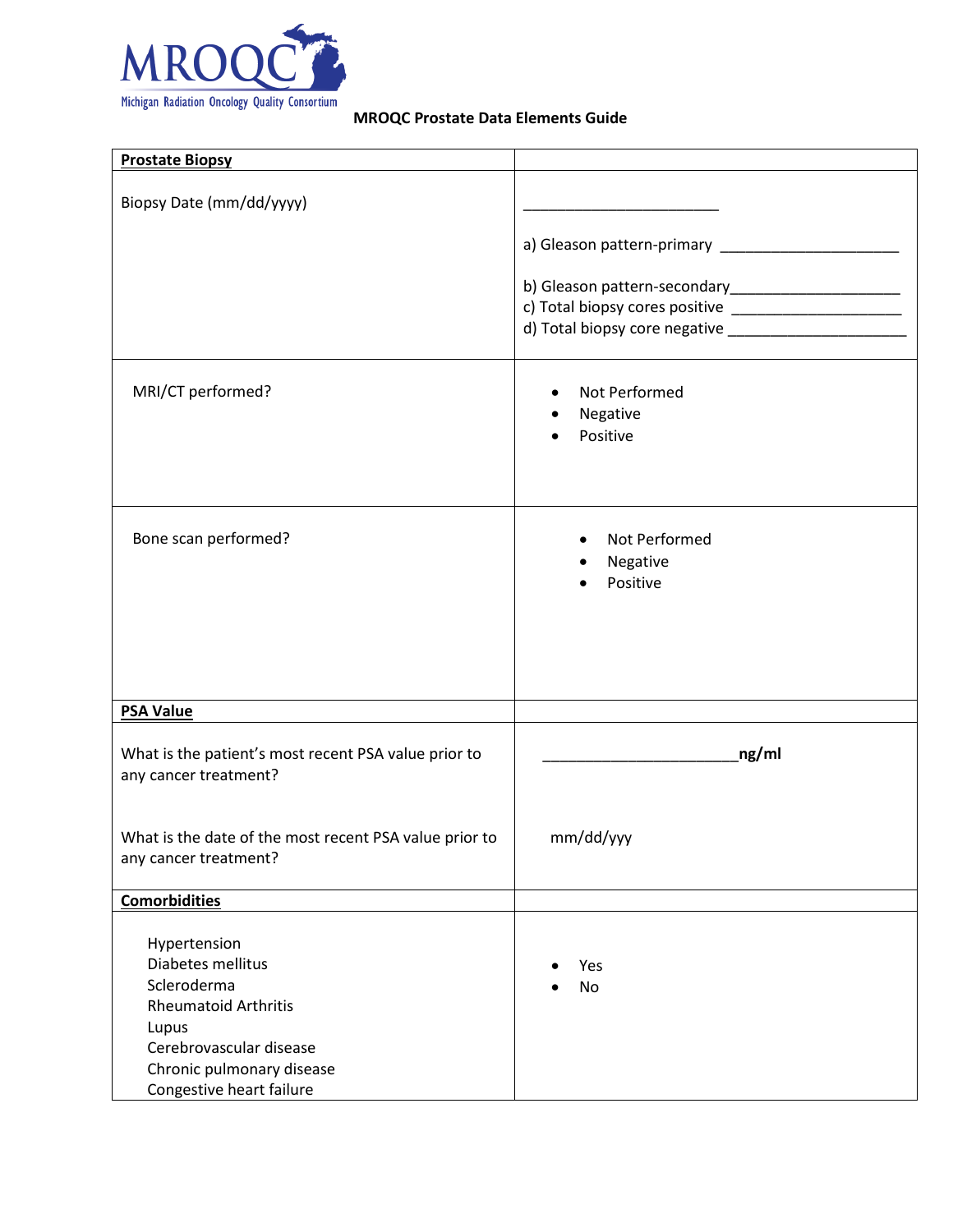MROQC

Michigan Radiation Oncology Quality Consortium

**MROQC Prostate Data Elements Guide**

| **Prostate Biopsy** | |
|---|---|
| Biopsy Date (mm/dd/yyyy) | ________________________<br><br>a) Gleason pattern-primary ______________________<br><br>b) Gleason pattern-secondary____________________<br>c) Total biopsy cores positive ____________________<br>d) Total biopsy core negative _____________________ |
| MRI/CT performed? | • Not Performed<br>• Negative<br>• Positive |
| Bone scan performed? | • Not Performed<br>• Negative<br>• Positive |
| **PSA Value** | |
| What is the patient's most recent PSA value prior to any cancer treatment?<br><br>What is the date of the most recent PSA value prior to any cancer treatment? | ________________________**ng/ml**<br><br>mm/dd/yyy |
| **Comorbidities** | |
| Hypertension<br>Diabetes mellitus<br>Scleroderma<br>Rheumatoid Arthritis<br>Lupus<br>Cerebrovascular disease<br>Chronic pulmonary disease<br>Congestive heart failure | • Yes<br>• No |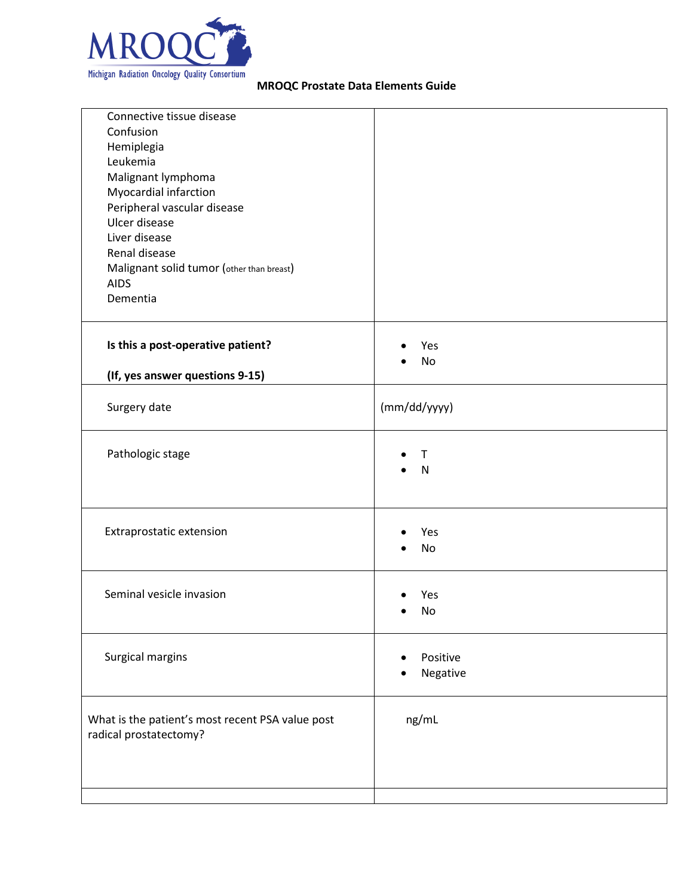**MROQC Prostate Data Elements Guide**

| | |
|---|---|
| Connective tissue disease<br>Confusion<br>Hemiplegia<br>Leukemia<br>Malignant lymphoma<br>Myocardial infarction<br>Peripheral vascular disease<br>Ulcer disease<br>Liver disease<br>Renal disease<br>Malignant solid tumor (other than breast)<br>AIDS<br>Dementia | |
| **Is this a post-operative patient?**<br><br>**(If, yes answer questions 9-15)** | • Yes<br>• No |
| Surgery date | (mm/dd/yyyy) |
| Pathologic stage | • T<br>• N |
| Extraprostatic extension | • Yes<br>• No |
| Seminal vesicle invasion | • Yes<br>• No |
| Surgical margins | • Positive<br>• Negative |
| What is the patient's most recent PSA value post radical prostatectomy? | ng/mL |
| | |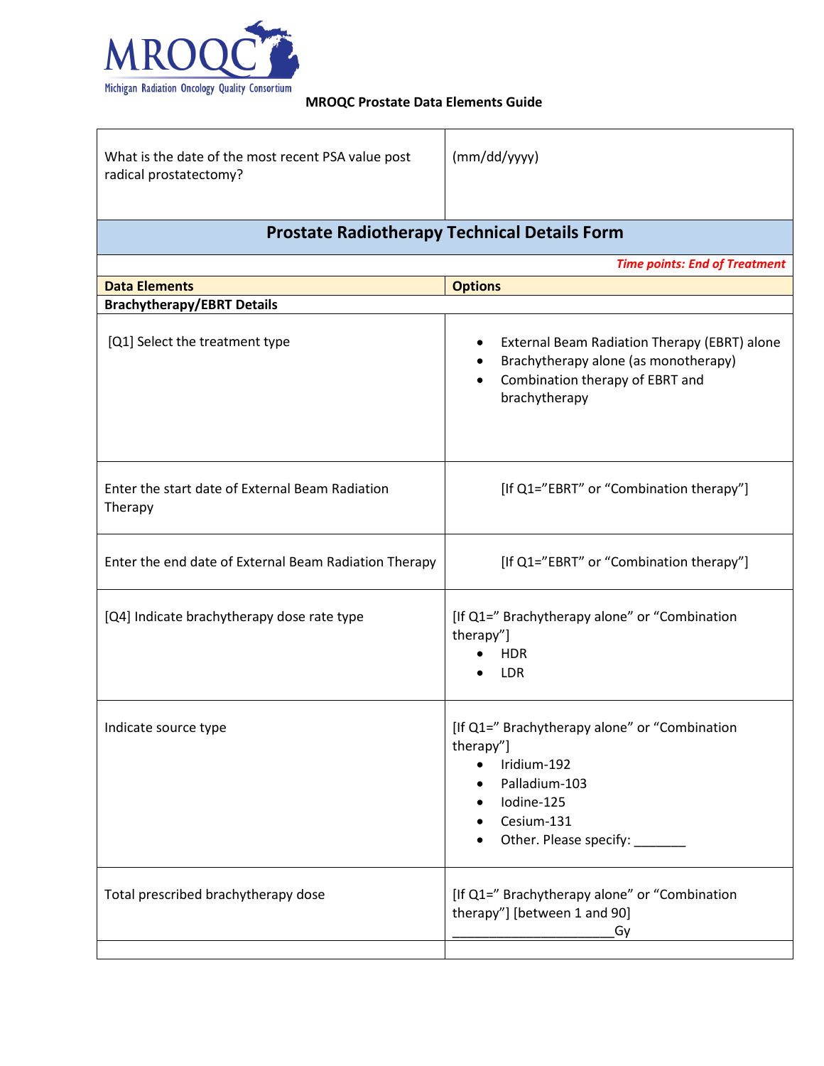MRQOC

Michigan Radiation Oncology Quality Consortium

**MROQC Prostate Data Elements Guide**

| What is the date of the most recent PSA value post radical prostatectomy? | (mm/dd/yyyy) |
|---|---|
| **Prostate Radiotherapy Technical Details Form** | |
| | ***Time points: End of Treatment*** |
| **Data Elements** | **Options** |
| **Brachytherapy/EBRT Details** | |
| [Q1] Select the treatment type | • External Beam Radiation Therapy (EBRT) alone<br>• Brachytherapy alone (as monotherapy)<br>• Combination therapy of EBRT and brachytherapy |
| Enter the start date of External Beam Radiation Therapy | [If Q1="EBRT" or "Combination therapy"] |
| Enter the end date of External Beam Radiation Therapy | [If Q1="EBRT" or "Combination therapy"] |
| [Q4] Indicate brachytherapy dose rate type | [If Q1=" Brachytherapy alone" or "Combination therapy"]<br>• HDR<br>• LDR |
| Indicate source type | [If Q1=" Brachytherapy alone" or "Combination therapy"]<br>• Iridium-192<br>• Palladium-103<br>• Iodine-125<br>• Cesium-131<br>• Other. Please specify: _______ |
| Total prescribed brachytherapy dose | [If Q1=" Brachytherapy alone" or "Combination therapy"] [between 1 and 90] ______________________Gy |
| | |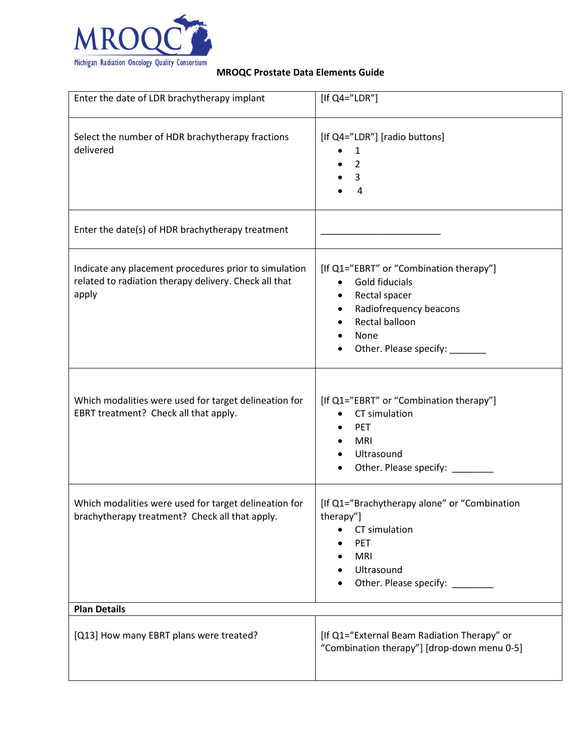MROQC
Michigan Radiation Oncology Quality Consortium

**MROQC Prostate Data Elements Guide**

| | |
|---|---|
| Enter the date of LDR brachytherapy implant | [If Q4="LDR"] |
| Select the number of HDR brachytherapy fractions delivered | [If Q4="LDR"] [radio buttons]<br>• 1<br>• 2<br>• 3<br>• 4 |
| Enter the date(s) of HDR brachytherapy treatment | ________________________ |
| Indicate any placement procedures prior to simulation related to radiation therapy delivery. Check all that apply | [If Q1="EBRT" or "Combination therapy"]<br>• Gold fiducials<br>• Rectal spacer<br>• Radiofrequency beacons<br>• Rectal balloon<br>• None<br>• Other. Please specify: _______ |
| Which modalities were used for target delineation for EBRT treatment? Check all that apply. | [If Q1="EBRT" or "Combination therapy"]<br>• CT simulation<br>• PET<br>• MRI<br>• Ultrasound<br>• Other. Please specify: ________ |
| Which modalities were used for target delineation for brachytherapy treatment? Check all that apply. | [If Q1="Brachytherapy alone" or "Combination therapy"]<br>• CT simulation<br>• PET<br>• MRI<br>• Ultrasound<br>• Other. Please specify: ________ |
| **Plan Details** | |
| [Q13] How many EBRT plans were treated? | [If Q1="External Beam Radiation Therapy" or "Combination therapy"] [drop-down menu 0-5] |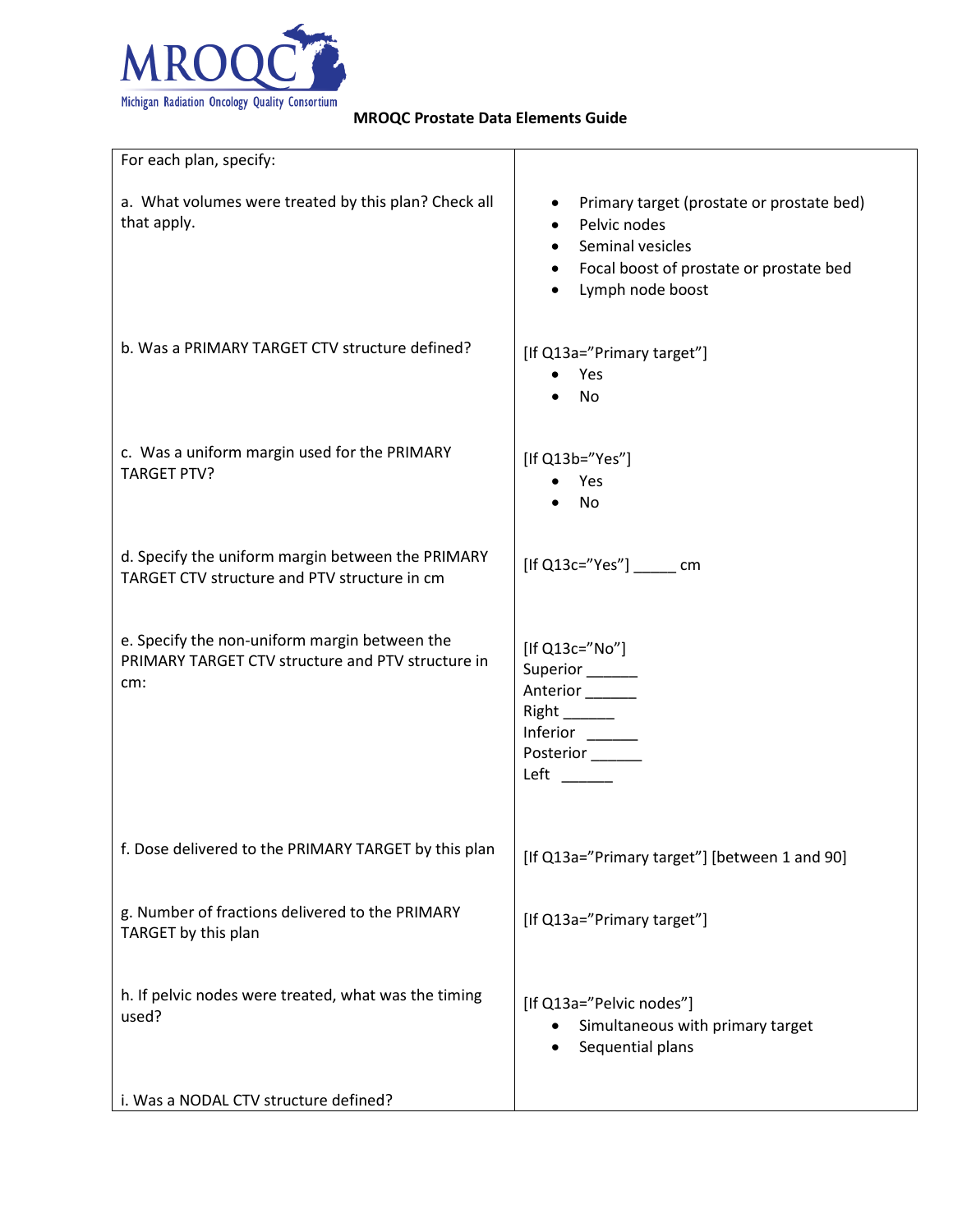**MROQC Prostate Data Elements Guide**

| For each plan, specify: | |
|---|---|
| a. What volumes were treated by this plan? Check all that apply. | • Primary target (prostate or prostate bed)<br>• Pelvic nodes<br>• Seminal vesicles<br>• Focal boost of prostate or prostate bed<br>• Lymph node boost |
| b. Was a PRIMARY TARGET CTV structure defined? | [If Q13a="Primary target"]<br>• Yes<br>• No |
| c. Was a uniform margin used for the PRIMARY TARGET PTV? | [If Q13b="Yes"]<br>• Yes<br>• No |
| d. Specify the uniform margin between the PRIMARY TARGET CTV structure and PTV structure in cm | [If Q13c="Yes"] _____ cm |
| e. Specify the non-uniform margin between the PRIMARY TARGET CTV structure and PTV structure in cm: | [If Q13c="No"]<br>Superior ______<br>Anterior ______<br>Right ______<br>Inferior ______<br>Posterior ______<br>Left ______ |
| f. Dose delivered to the PRIMARY TARGET by this plan | [If Q13a="Primary target"] [between 1 and 90] |
| g. Number of fractions delivered to the PRIMARY TARGET by this plan | [If Q13a="Primary target"] |
| h. If pelvic nodes were treated, what was the timing used? | [If Q13a="Pelvic nodes"]<br>• Simultaneous with primary target<br>• Sequential plans |
| i. Was a NODAL CTV structure defined? | |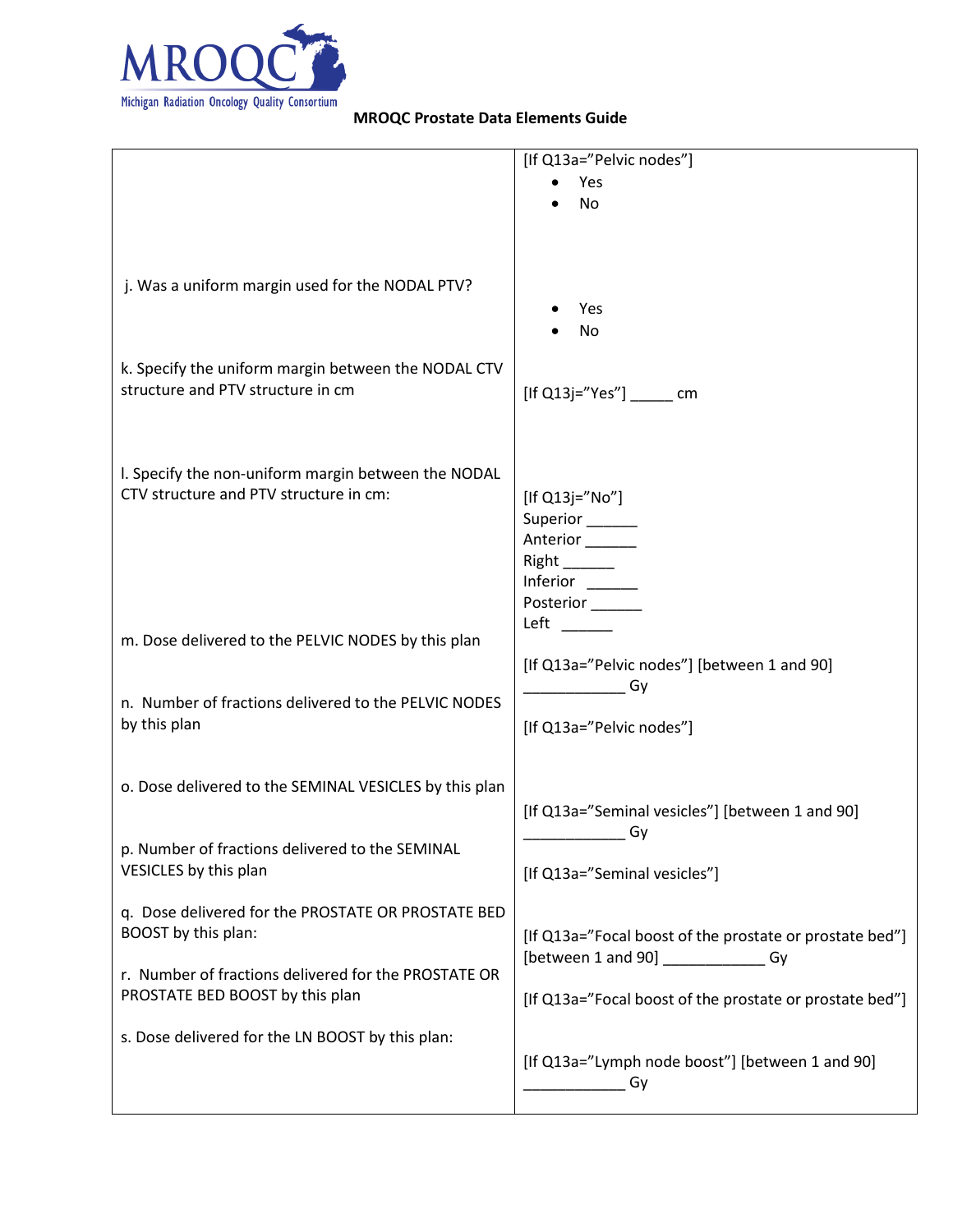**MROQC Prostate Data Elements Guide**

| | |
|---|---|
| | [If Q13a="Pelvic nodes"]<br>• Yes<br>• No |
| j. Was a uniform margin used for the NODAL PTV? | • Yes<br>• No |
| k. Specify the uniform margin between the NODAL CTV structure and PTV structure in cm | [If Q13j="Yes"] _____ cm |
| l. Specify the non-uniform margin between the NODAL CTV structure and PTV structure in cm: | [If Q13j="No"]<br>Superior ______<br>Anterior ______<br>Right ______<br>Inferior ______<br>Posterior ______<br>Left ______ |
| m. Dose delivered to the PELVIC NODES by this plan | [If Q13a="Pelvic nodes"] [between 1 and 90] ____________ Gy |
| n. Number of fractions delivered to the PELVIC NODES by this plan | [If Q13a="Pelvic nodes"] |
| o. Dose delivered to the SEMINAL VESICLES by this plan | [If Q13a="Seminal vesicles"] [between 1 and 90] ____________ Gy |
| p. Number of fractions delivered to the SEMINAL VESICLES by this plan | [If Q13a="Seminal vesicles"] |
| q. Dose delivered for the PROSTATE OR PROSTATE BED BOOST by this plan: | [If Q13a="Focal boost of the prostate or prostate bed"] [between 1 and 90] ____________ Gy |
| r. Number of fractions delivered for the PROSTATE OR PROSTATE BED BOOST by this plan | [If Q13a="Focal boost of the prostate or prostate bed"] |
| s. Dose delivered for the LN BOOST by this plan: | [If Q13a="Lymph node boost"] [between 1 and 90] ____________ Gy |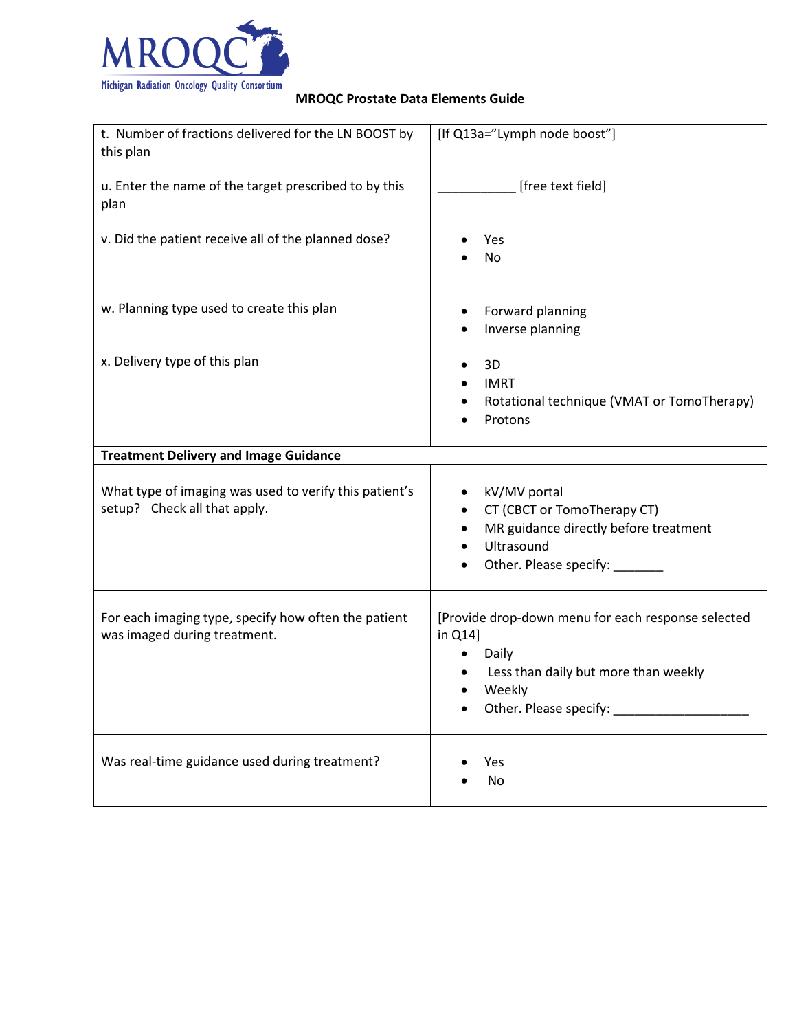**MROQC Prostate Data Elements Guide**

| | |
|---|---|
| t. Number of fractions delivered for the LN BOOST by this plan<br><br>u. Enter the name of the target prescribed to by this plan<br><br>v. Did the patient receive all of the planned dose?<br><br>w. Planning type used to create this plan<br><br>x. Delivery type of this plan | [If Q13a="Lymph node boost"]<br><br>___________ [free text field]<br><br>• Yes<br>• No<br><br>• Forward planning<br>• Inverse planning<br><br>• 3D<br>• IMRT<br>• Rotational technique (VMAT or TomoTherapy)<br>• Protons |
| **Treatment Delivery and Image Guidance** | |
| What type of imaging was used to verify this patient's setup? Check all that apply. | • kV/MV portal<br>• CT (CBCT or TomoTherapy CT)<br>• MR guidance directly before treatment<br>• Ultrasound<br>• Other. Please specify: _______ |
| For each imaging type, specify how often the patient was imaged during treatment. | [Provide drop-down menu for each response selected in Q14]<br>• Daily<br>• Less than daily but more than weekly<br>• Weekly<br>• Other. Please specify: ___________________ |
| Was real-time guidance used during treatment? | • Yes<br>• No |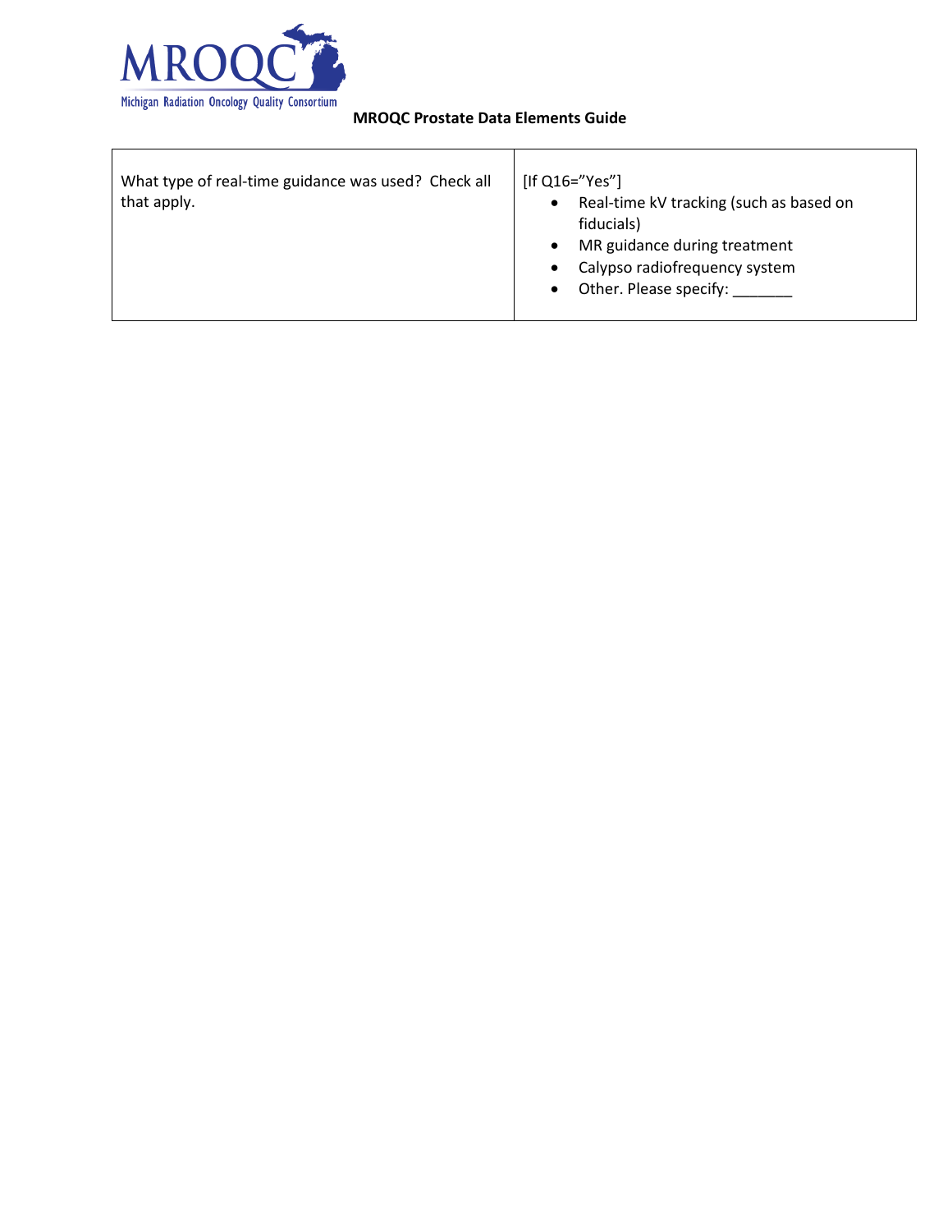| | |
|---|---|
| What type of real-time guidance was used? Check all that apply. | [If Q16="Yes"]<br>• Real-time kV tracking (such as based on fiducials)<br>• MR guidance during treatment<br>• Calypso radiofrequency system<br>• Other. Please specify: _______ |